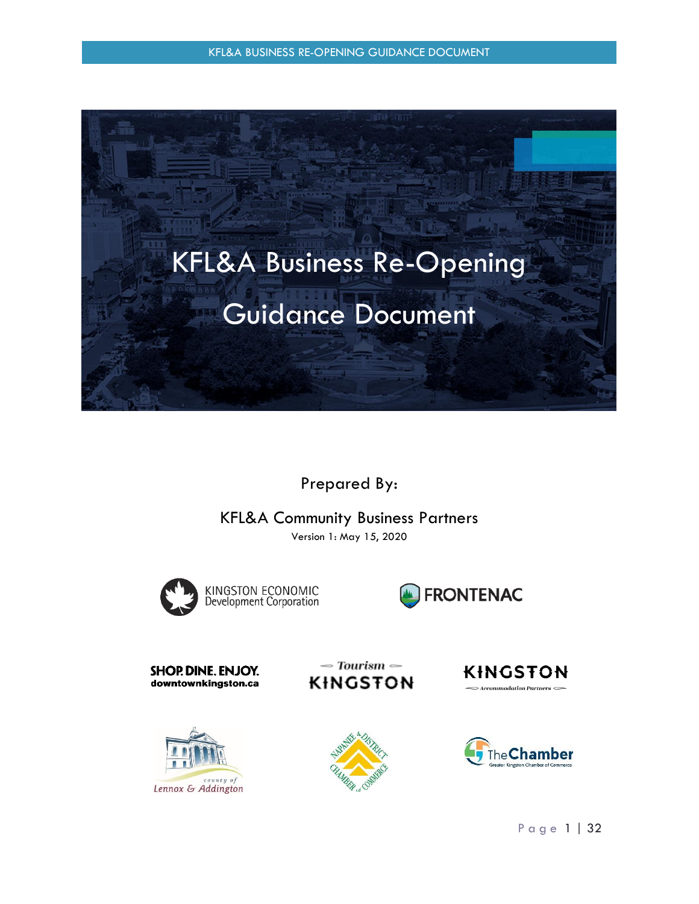# KFL&A Business Re-Opening Guidance Document

Prepared By:

KFL&A Community Business Partners

Version 1: May 15, 2020

KINGSTON ECONOMIC Development Corporation

FRONTENAC

SHOP. DINE. ENJOY. downtownkingston.ca

Tourism KINGSTON

KINGSTON Accommodation Partners

County of Lennox & Addington

Napanee & District Chamber of Commerce

The Chamber Greater Kingston Chamber of Commerce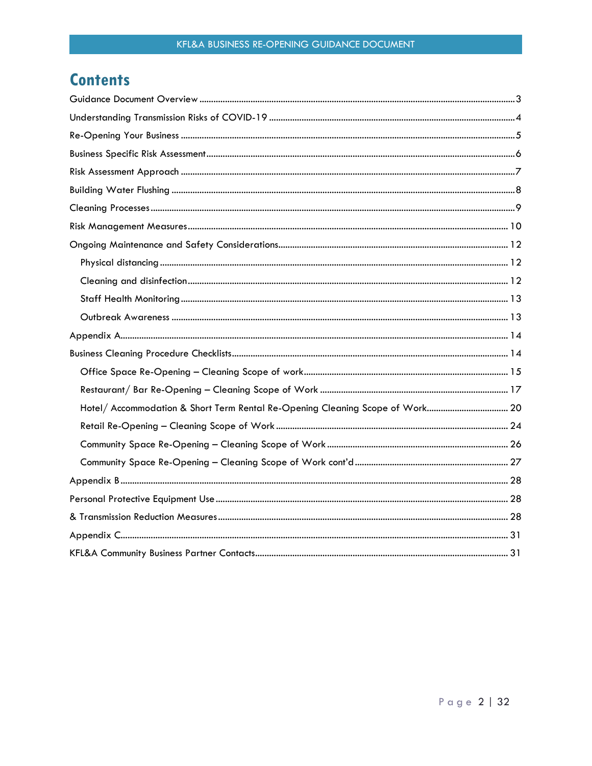# Contents

Guidance Document Overview ..... 3
Understanding Transmission Risks of COVID-19 ..... 4
Re-Opening Your Business ..... 5
Business Specific Risk Assessment ..... 6
Risk Assessment Approach ..... 7
Building Water Flushing ..... 8
Cleaning Processes ..... 9
Risk Management Measures ..... 10
Ongoing Maintenance and Safety Considerations ..... 12
- Physical distancing ..... 12
- Cleaning and disinfection ..... 12
- Staff Health Monitoring ..... 13
- Outbreak Awareness ..... 13

Appendix A ..... 14
Business Cleaning Procedure Checklists ..... 14
- Office Space Re-Opening – Cleaning Scope of work ..... 15
- Restaurant/ Bar Re-Opening – Cleaning Scope of Work ..... 17
- Hotel/ Accommodation & Short Term Rental Re-Opening Cleaning Scope of Work ..... 20
- Retail Re-Opening – Cleaning Scope of Work ..... 24
- Community Space Re-Opening – Cleaning Scope of Work ..... 26
- Community Space Re-Opening – Cleaning Scope of Work cont'd ..... 27

Appendix B ..... 28
Personal Protective Equipment Use ..... 28
& Transmission Reduction Measures ..... 28
Appendix C ..... 31
KFL&A Community Business Partner Contacts ..... 31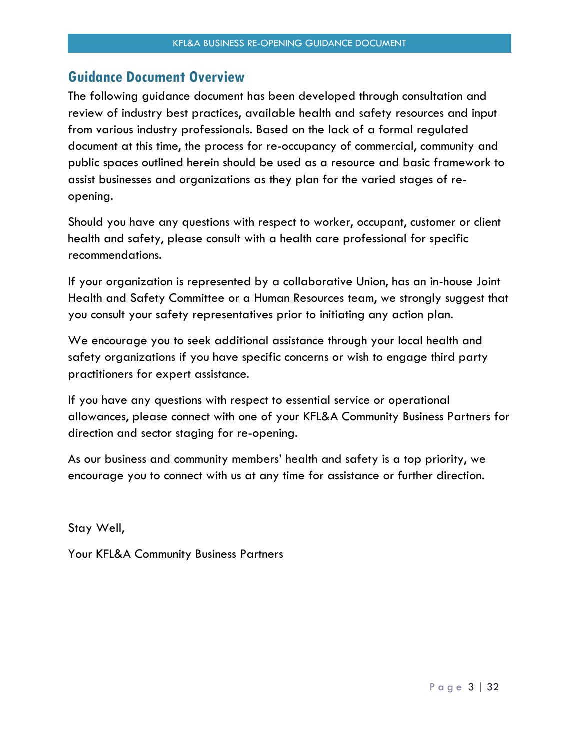## Guidance Document Overview

The following guidance document has been developed through consultation and review of industry best practices, available health and safety resources and input from various industry professionals. Based on the lack of a formal regulated document at this time, the process for re-occupancy of commercial, community and public spaces outlined herein should be used as a resource and basic framework to assist businesses and organizations as they plan for the varied stages of re-opening.

Should you have any questions with respect to worker, occupant, customer or client health and safety, please consult with a health care professional for specific recommendations.

If your organization is represented by a collaborative Union, has an in-house Joint Health and Safety Committee or a Human Resources team, we strongly suggest that you consult your safety representatives prior to initiating any action plan.

We encourage you to seek additional assistance through your local health and safety organizations if you have specific concerns or wish to engage third party practitioners for expert assistance.

If you have any questions with respect to essential service or operational allowances, please connect with one of your KFL&A Community Business Partners for direction and sector staging for re-opening.

As our business and community members' health and safety is a top priority, we encourage you to connect with us at any time for assistance or further direction.

Stay Well,

Your KFL&A Community Business Partners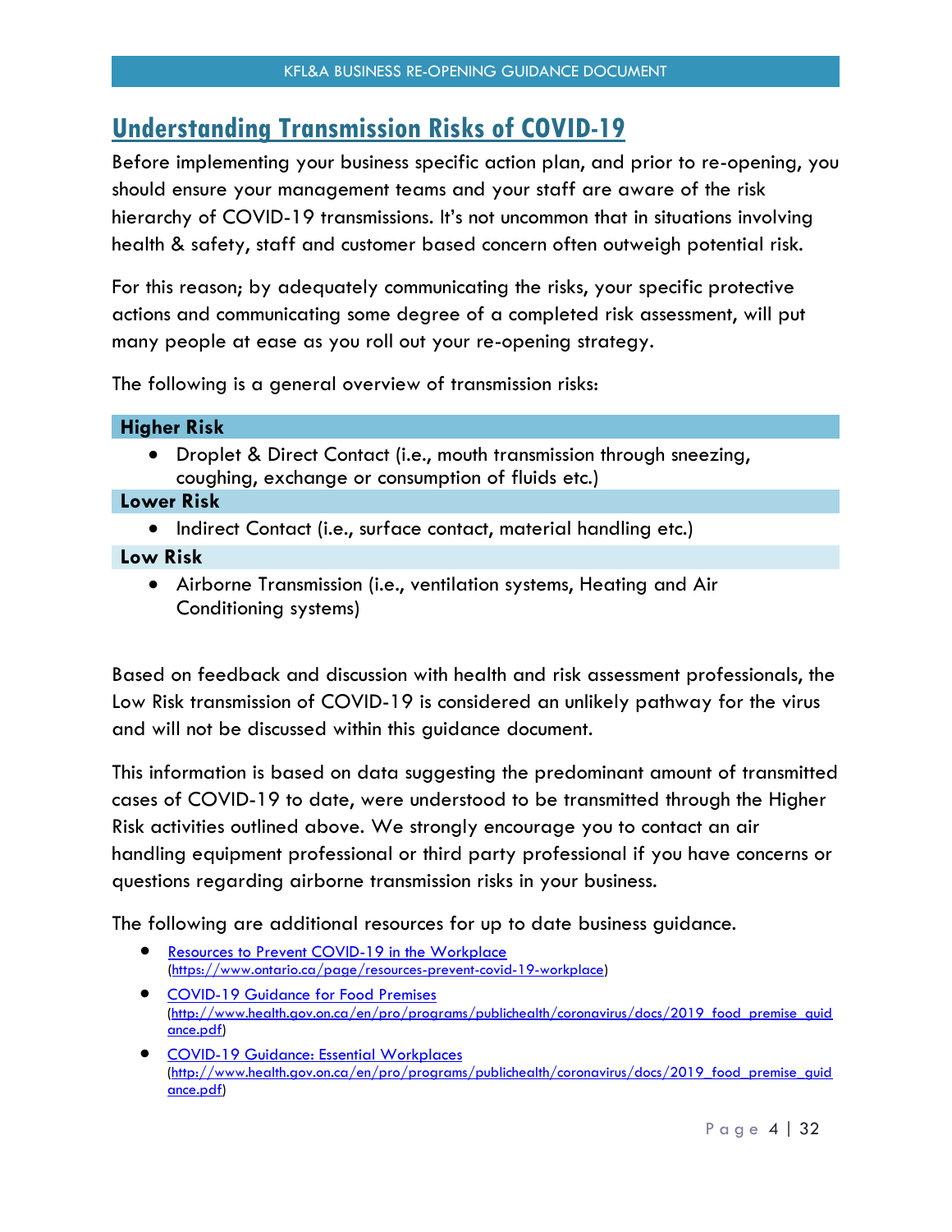## Understanding Transmission Risks of COVID-19

Before implementing your business specific action plan, and prior to re-opening, you should ensure your management teams and your staff are aware of the risk hierarchy of COVID-19 transmissions. It's not uncommon that in situations involving health & safety, staff and customer based concern often outweigh potential risk.

For this reason; by adequately communicating the risks, your specific protective actions and communicating some degree of a completed risk assessment, will put many people at ease as you roll out your re-opening strategy.

The following is a general overview of transmission risks:

**Higher Risk**

- Droplet & Direct Contact (i.e., mouth transmission through sneezing, coughing, exchange or consumption of fluids etc.)

**Lower Risk**

- Indirect Contact (i.e., surface contact, material handling etc.)

**Low Risk**

- Airborne Transmission (i.e., ventilation systems, Heating and Air Conditioning systems)

Based on feedback and discussion with health and risk assessment professionals, the Low Risk transmission of COVID-19 is considered an unlikely pathway for the virus and will not be discussed within this guidance document.

This information is based on data suggesting the predominant amount of transmitted cases of COVID-19 to date, were understood to be transmitted through the Higher Risk activities outlined above. We strongly encourage you to contact an air handling equipment professional or third party professional if you have concerns or questions regarding airborne transmission risks in your business.

The following are additional resources for up to date business guidance.

- Resources to Prevent COVID-19 in the Workplace (https://www.ontario.ca/page/resources-prevent-covid-19-workplace)
- COVID-19 Guidance for Food Premises (http://www.health.gov.on.ca/en/pro/programs/publichealth/coronavirus/docs/2019_food_premise_guidance.pdf)
- COVID-19 Guidance: Essential Workplaces (http://www.health.gov.on.ca/en/pro/programs/publichealth/coronavirus/docs/2019_food_premise_guidance.pdf)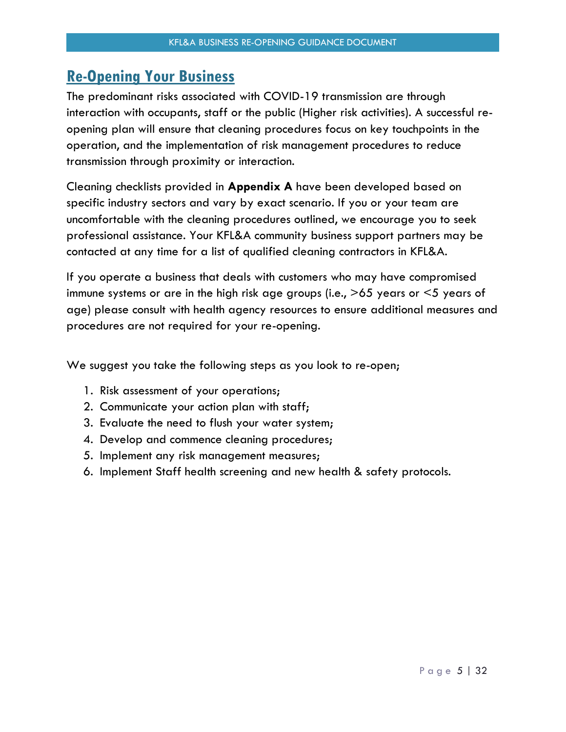## Re-Opening Your Business

The predominant risks associated with COVID-19 transmission are through interaction with occupants, staff or the public (Higher risk activities). A successful re-opening plan will ensure that cleaning procedures focus on key touchpoints in the operation, and the implementation of risk management procedures to reduce transmission through proximity or interaction.

Cleaning checklists provided in **Appendix A** have been developed based on specific industry sectors and vary by exact scenario. If you or your team are uncomfortable with the cleaning procedures outlined, we encourage you to seek professional assistance. Your KFL&A community business support partners may be contacted at any time for a list of qualified cleaning contractors in KFL&A.

If you operate a business that deals with customers who may have compromised immune systems or are in the high risk age groups (i.e., >65 years or <5 years of age) please consult with health agency resources to ensure additional measures and procedures are not required for your re-opening.

We suggest you take the following steps as you look to re-open;

1. Risk assessment of your operations;
2. Communicate your action plan with staff;
3. Evaluate the need to flush your water system;
4. Develop and commence cleaning procedures;
5. Implement any risk management measures;
6. Implement Staff health screening and new health & safety protocols.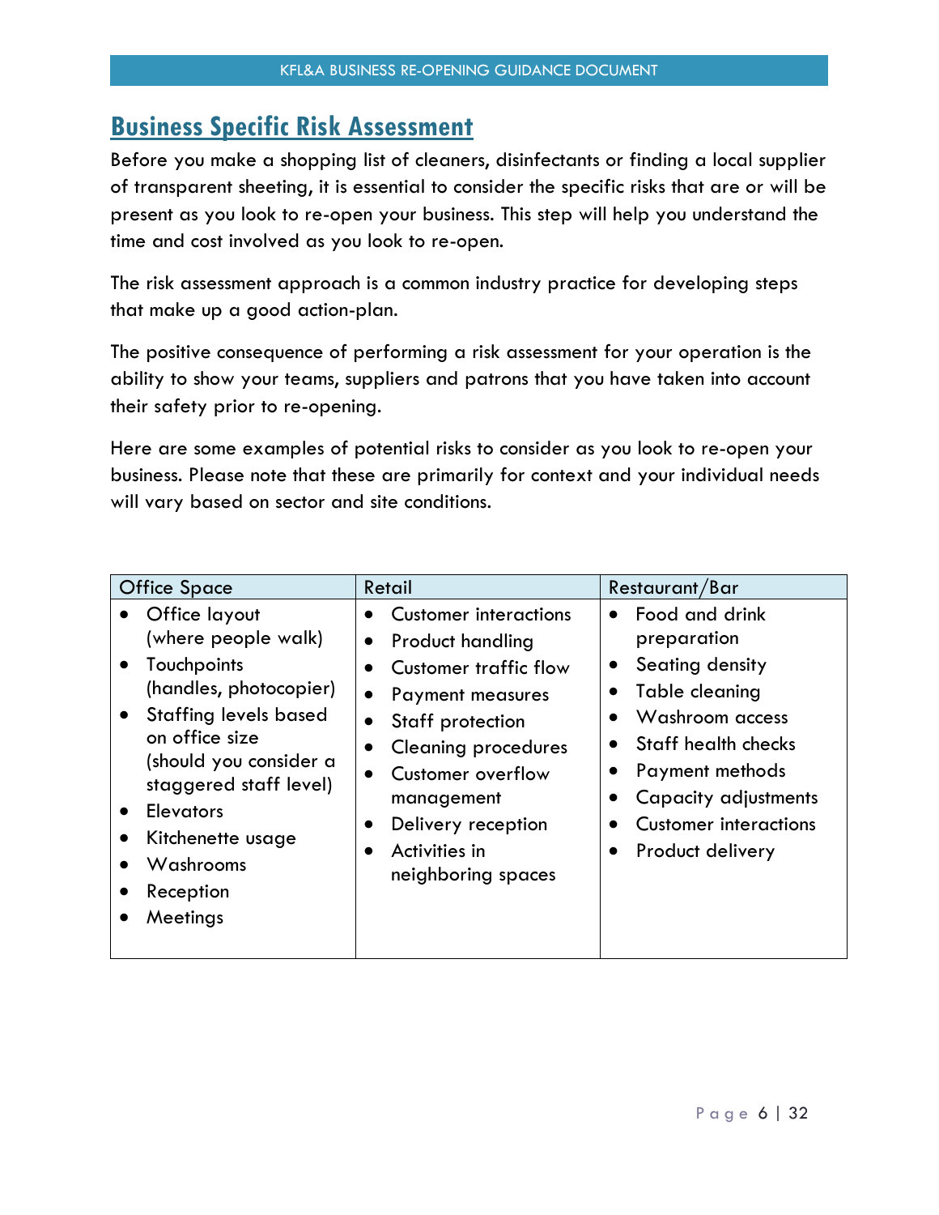## Business Specific Risk Assessment

Before you make a shopping list of cleaners, disinfectants or finding a local supplier of transparent sheeting, it is essential to consider the specific risks that are or will be present as you look to re-open your business. This step will help you understand the time and cost involved as you look to re-open.

The risk assessment approach is a common industry practice for developing steps that make up a good action-plan.

The positive consequence of performing a risk assessment for your operation is the ability to show your teams, suppliers and patrons that you have taken into account their safety prior to re-opening.

Here are some examples of potential risks to consider as you look to re-open your business. Please note that these are primarily for context and your individual needs will vary based on sector and site conditions.

| Office Space | Retail | Restaurant/Bar |
|---|---|---|
| • Office layout (where people walk)<br>• Touchpoints (handles, photocopier)<br>• Staffing levels based on office size (should you consider a staggered staff level)<br>• Elevators<br>• Kitchenette usage<br>• Washrooms<br>• Reception<br>• Meetings | • Customer interactions<br>• Product handling<br>• Customer traffic flow<br>• Payment measures<br>• Staff protection<br>• Cleaning procedures<br>• Customer overflow management<br>• Delivery reception<br>• Activities in neighboring spaces | • Food and drink preparation<br>• Seating density<br>• Table cleaning<br>• Washroom access<br>• Staff health checks<br>• Payment methods<br>• Capacity adjustments<br>• Customer interactions<br>• Product delivery |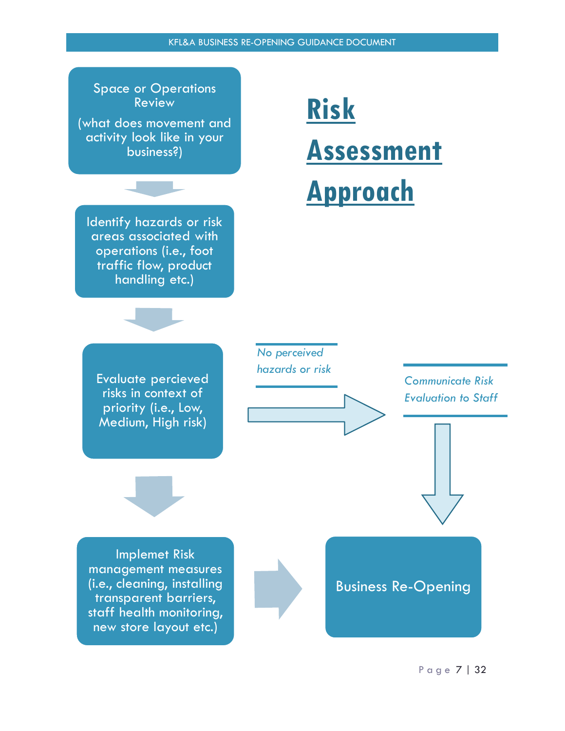# Risk Assessment Approach

Space or Operations Review

(what does movement and activity look like in your business?)

Identify hazards or risk areas associated with operations (i.e., foot traffic flow, product handling etc.)

Evaluate percieved risks in context of priority (i.e., Low, Medium, High risk)

*No perceived hazards or risk*

*Communicate Risk Evaluation to Staff*

Implemet Risk management measures (i.e., cleaning, installing transparent barriers, staff health monitoring, new store layout etc.)

Business Re-Opening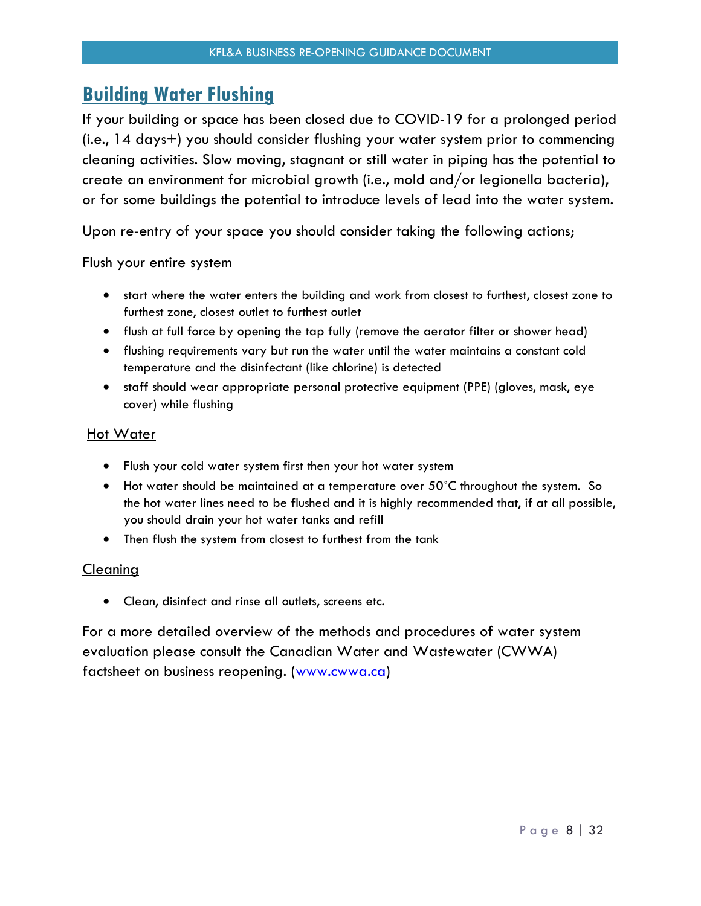# Building Water Flushing

If your building or space has been closed due to COVID-19 for a prolonged period (i.e., 14 days+) you should consider flushing your water system prior to commencing cleaning activities. Slow moving, stagnant or still water in piping has the potential to create an environment for microbial growth (i.e., mold and/or legionella bacteria), or for some buildings the potential to introduce levels of lead into the water system.

Upon re-entry of your space you should consider taking the following actions;

<u>Flush your entire system</u>

- start where the water enters the building and work from closest to furthest, closest zone to furthest zone, closest outlet to furthest outlet
- flush at full force by opening the tap fully (remove the aerator filter or shower head)
- flushing requirements vary but run the water until the water maintains a constant cold temperature and the disinfectant (like chlorine) is detected
- staff should wear appropriate personal protective equipment (PPE) (gloves, mask, eye cover) while flushing

<u>Hot Water</u>

- Flush your cold water system first then your hot water system
- Hot water should be maintained at a temperature over 50˚C throughout the system. So the hot water lines need to be flushed and it is highly recommended that, if at all possible, you should drain your hot water tanks and refill
- Then flush the system from closest to furthest from the tank

<u>Cleaning</u>

- Clean, disinfect and rinse all outlets, screens etc.

For a more detailed overview of the methods and procedures of water system evaluation please consult the Canadian Water and Wastewater (CWWA) factsheet on business reopening. ([www.cwwa.ca](http://www.cwwa.ca))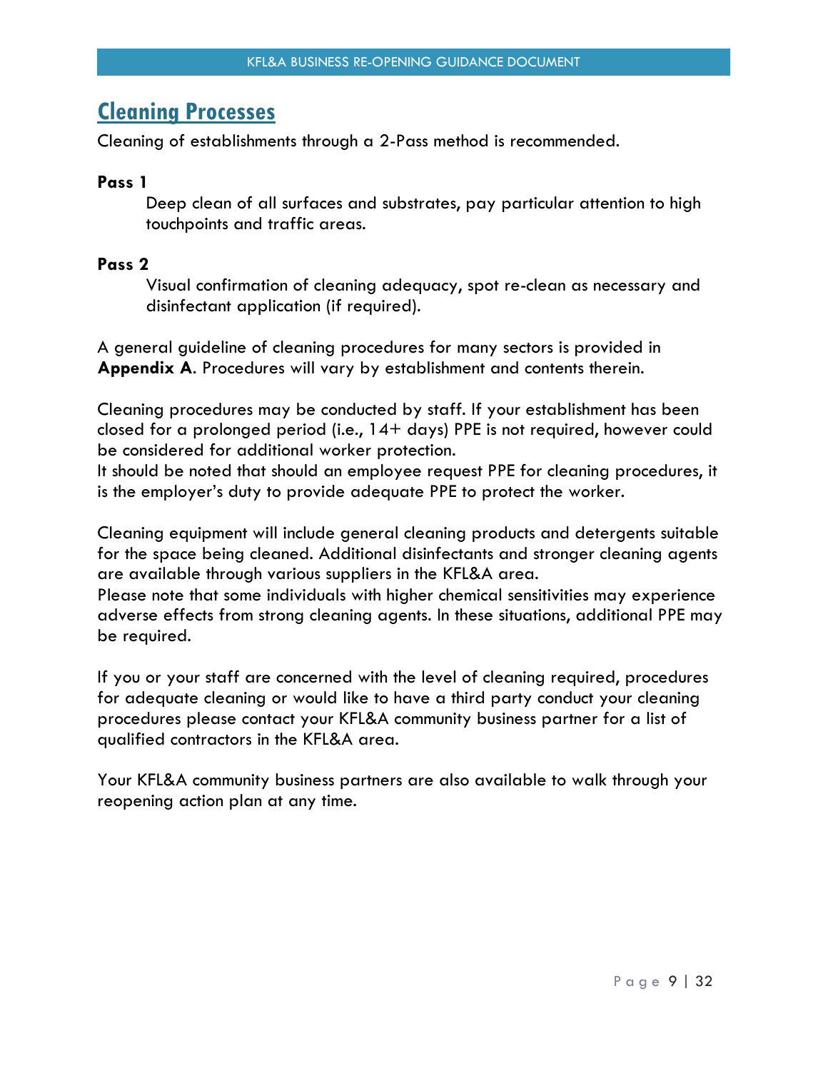## Cleaning Processes

Cleaning of establishments through a 2-Pass method is recommended.

**Pass 1**

Deep clean of all surfaces and substrates, pay particular attention to high touchpoints and traffic areas.

**Pass 2**

Visual confirmation of cleaning adequacy, spot re-clean as necessary and disinfectant application (if required).

A general guideline of cleaning procedures for many sectors is provided in **Appendix A**. Procedures will vary by establishment and contents therein.

Cleaning procedures may be conducted by staff. If your establishment has been closed for a prolonged period (i.e., 14+ days) PPE is not required, however could be considered for additional worker protection.
It should be noted that should an employee request PPE for cleaning procedures, it is the employer's duty to provide adequate PPE to protect the worker.

Cleaning equipment will include general cleaning products and detergents suitable for the space being cleaned. Additional disinfectants and stronger cleaning agents are available through various suppliers in the KFL&A area.
Please note that some individuals with higher chemical sensitivities may experience adverse effects from strong cleaning agents. In these situations, additional PPE may be required.

If you or your staff are concerned with the level of cleaning required, procedures for adequate cleaning or would like to have a third party conduct your cleaning procedures please contact your KFL&A community business partner for a list of qualified contractors in the KFL&A area.

Your KFL&A community business partners are also available to walk through your reopening action plan at any time.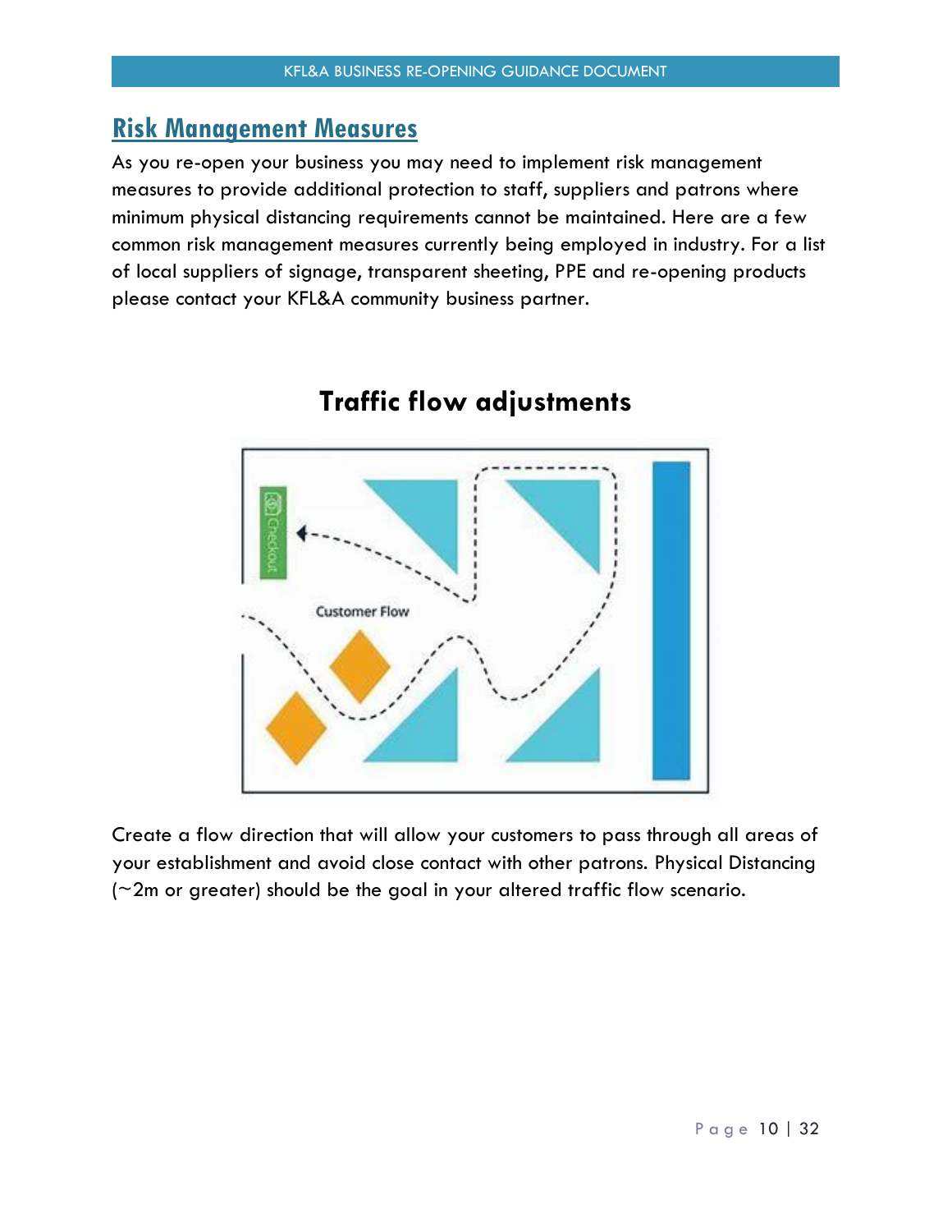## Risk Management Measures

As you re-open your business you may need to implement risk management measures to provide additional protection to staff, suppliers and patrons where minimum physical distancing requirements cannot be maintained. Here are a few common risk management measures currently being employed in industry. For a list of local suppliers of signage, transparent sheeting, PPE and re-opening products please contact your KFL&A community business partner.

### Traffic flow adjustments

Create a flow direction that will allow your customers to pass through all areas of your establishment and avoid close contact with other patrons. Physical Distancing (~2m or greater) should be the goal in your altered traffic flow scenario.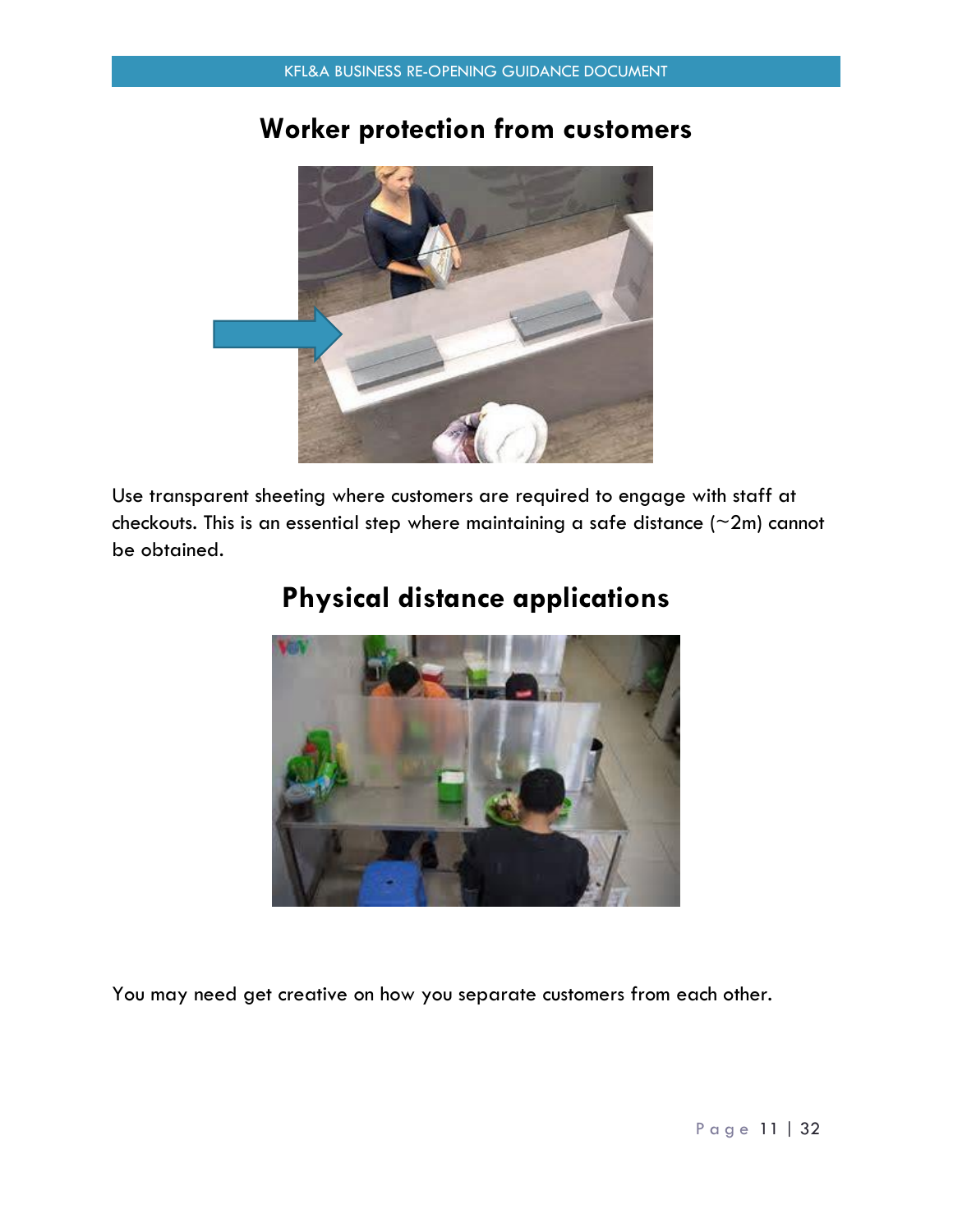## Worker protection from customers

Use transparent sheeting where customers are required to engage with staff at checkouts. This is an essential step where maintaining a safe distance (~2m) cannot be obtained.

## Physical distance applications

You may need get creative on how you separate customers from each other.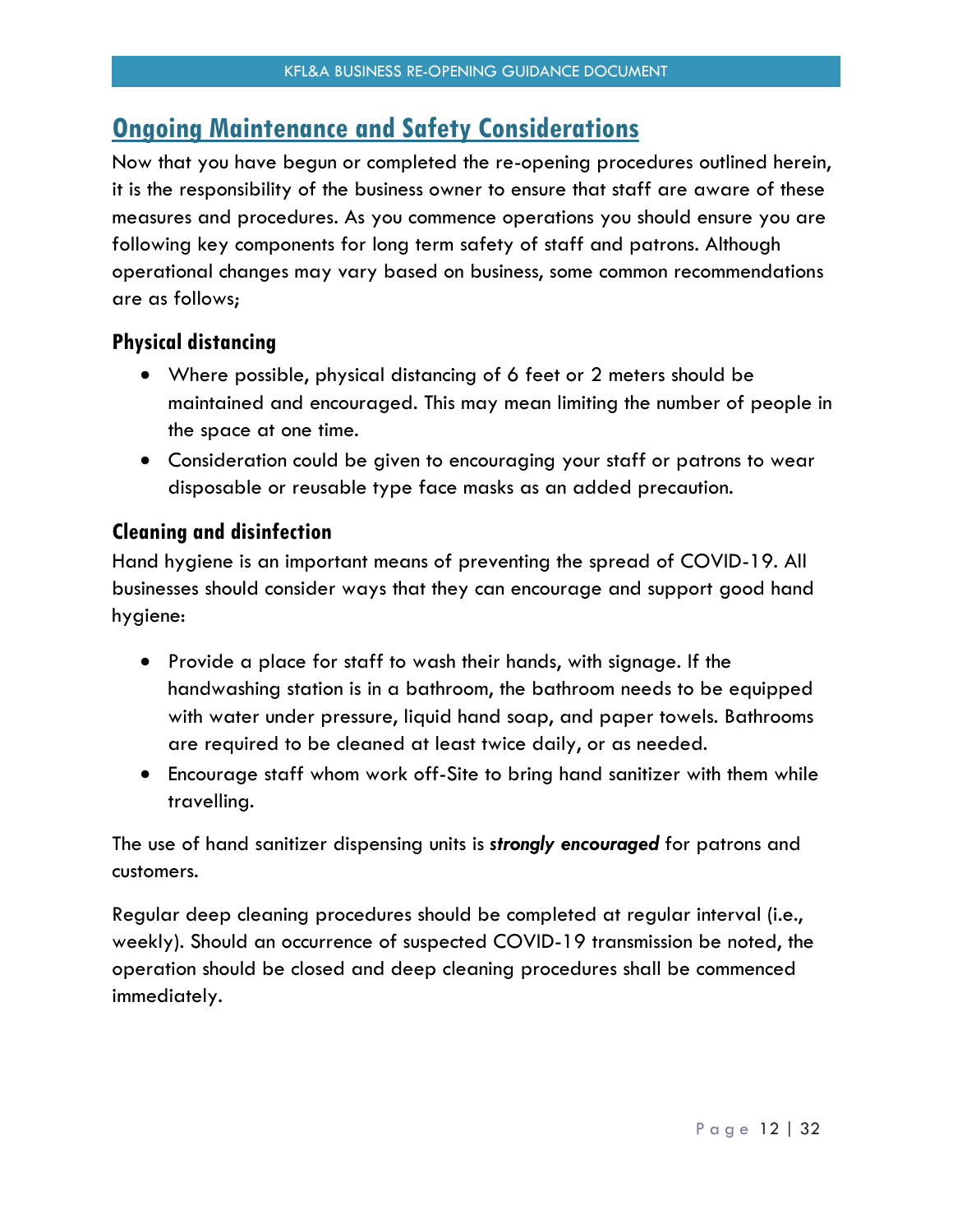## Ongoing Maintenance and Safety Considerations

Now that you have begun or completed the re-opening procedures outlined herein, it is the responsibility of the business owner to ensure that staff are aware of these measures and procedures. As you commence operations you should ensure you are following key components for long term safety of staff and patrons. Although operational changes may vary based on business, some common recommendations are as follows;

### Physical distancing

- Where possible, physical distancing of 6 feet or 2 meters should be maintained and encouraged. This may mean limiting the number of people in the space at one time.
- Consideration could be given to encouraging your staff or patrons to wear disposable or reusable type face masks as an added precaution.

### Cleaning and disinfection

Hand hygiene is an important means of preventing the spread of COVID-19. All businesses should consider ways that they can encourage and support good hand hygiene:

- Provide a place for staff to wash their hands, with signage. If the handwashing station is in a bathroom, the bathroom needs to be equipped with water under pressure, liquid hand soap, and paper towels. Bathrooms are required to be cleaned at least twice daily, or as needed.
- Encourage staff whom work off-Site to bring hand sanitizer with them while travelling.

The use of hand sanitizer dispensing units is ***strongly encouraged*** for patrons and customers.

Regular deep cleaning procedures should be completed at regular interval (i.e., weekly). Should an occurrence of suspected COVID-19 transmission be noted, the operation should be closed and deep cleaning procedures shall be commenced immediately.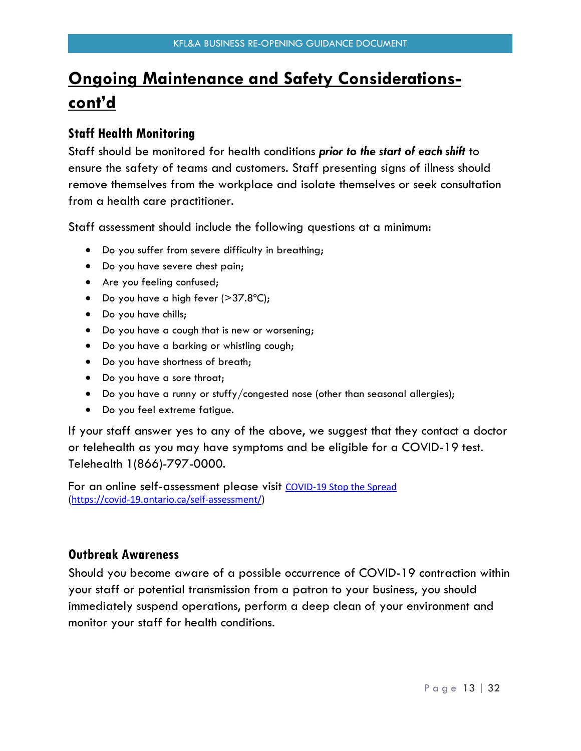# Ongoing Maintenance and Safety Considerations-cont'd

## Staff Health Monitoring

Staff should be monitored for health conditions ***prior to the start of each shift*** to ensure the safety of teams and customers. Staff presenting signs of illness should remove themselves from the workplace and isolate themselves or seek consultation from a health care practitioner.

Staff assessment should include the following questions at a minimum:

- Do you suffer from severe difficulty in breathing;
- Do you have severe chest pain;
- Are you feeling confused;
- Do you have a high fever (>37.8°C);
- Do you have chills;
- Do you have a cough that is new or worsening;
- Do you have a barking or whistling cough;
- Do you have shortness of breath;
- Do you have a sore throat;
- Do you have a runny or stuffy/congested nose (other than seasonal allergies);
- Do you feel extreme fatigue.

If your staff answer yes to any of the above, we suggest that they contact a doctor or telehealth as you may have symptoms and be eligible for a COVID-19 test. Telehealth 1(866)-797-0000.

For an online self-assessment please visit [COVID-19 Stop the Spread](https://covid-19.ontario.ca/self-assessment/) (https://covid-19.ontario.ca/self-assessment/)

## Outbreak Awareness

Should you become aware of a possible occurrence of COVID-19 contraction within your staff or potential transmission from a patron to your business, you should immediately suspend operations, perform a deep clean of your environment and monitor your staff for health conditions.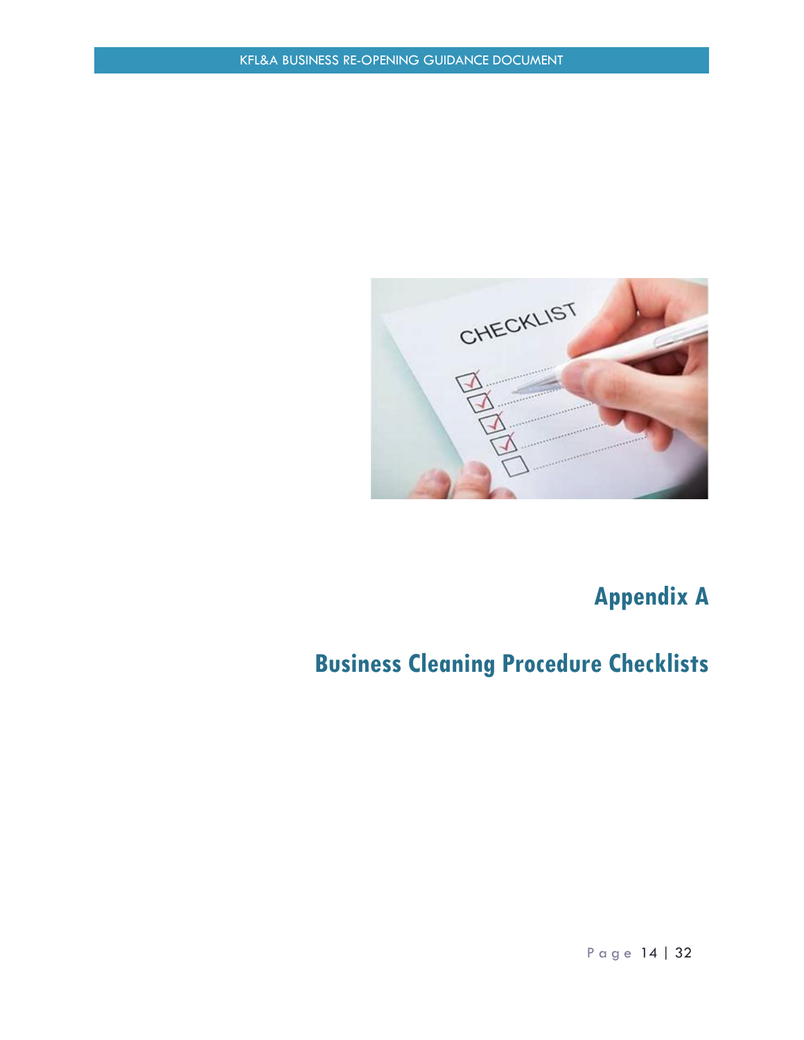# Appendix A

# Business Cleaning Procedure Checklists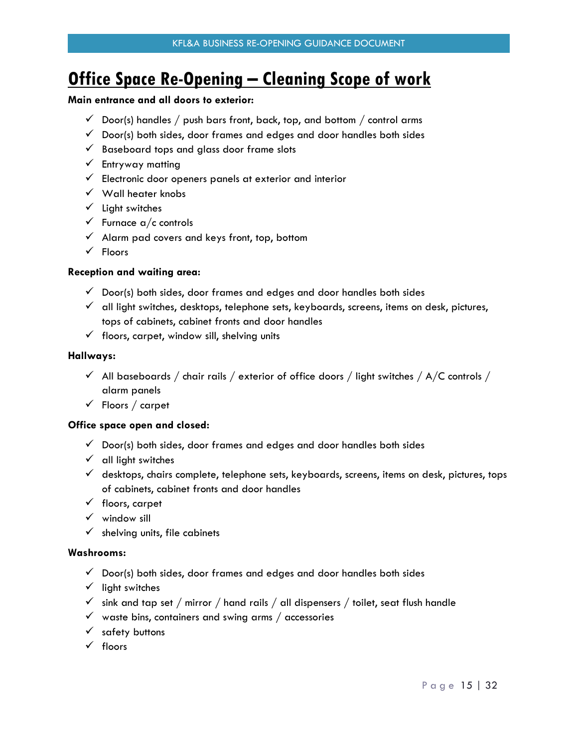# Office Space Re-Opening – Cleaning Scope of work

**Main entrance and all doors to exterior:**

- ✓ Door(s) handles / push bars front, back, top, and bottom / control arms
- ✓ Door(s) both sides, door frames and edges and door handles both sides
- ✓ Baseboard tops and glass door frame slots
- ✓ Entryway matting
- ✓ Electronic door openers panels at exterior and interior
- ✓ Wall heater knobs
- ✓ Light switches
- ✓ Furnace a/c controls
- ✓ Alarm pad covers and keys front, top, bottom
- ✓ Floors

**Reception and waiting area:**

- ✓ Door(s) both sides, door frames and edges and door handles both sides
- ✓ all light switches, desktops, telephone sets, keyboards, screens, items on desk, pictures, tops of cabinets, cabinet fronts and door handles
- ✓ floors, carpet, window sill, shelving units

**Hallways:**

- ✓ All baseboards / chair rails / exterior of office doors / light switches / A/C controls / alarm panels
- ✓ Floors / carpet

**Office space open and closed:**

- ✓ Door(s) both sides, door frames and edges and door handles both sides
- ✓ all light switches
- ✓ desktops, chairs complete, telephone sets, keyboards, screens, items on desk, pictures, tops of cabinets, cabinet fronts and door handles
- ✓ floors, carpet
- ✓ window sill
- ✓ shelving units, file cabinets

**Washrooms:**

- ✓ Door(s) both sides, door frames and edges and door handles both sides
- ✓ light switches
- ✓ sink and tap set / mirror / hand rails / all dispensers / toilet, seat flush handle
- ✓ waste bins, containers and swing arms / accessories
- ✓ safety buttons
- ✓ floors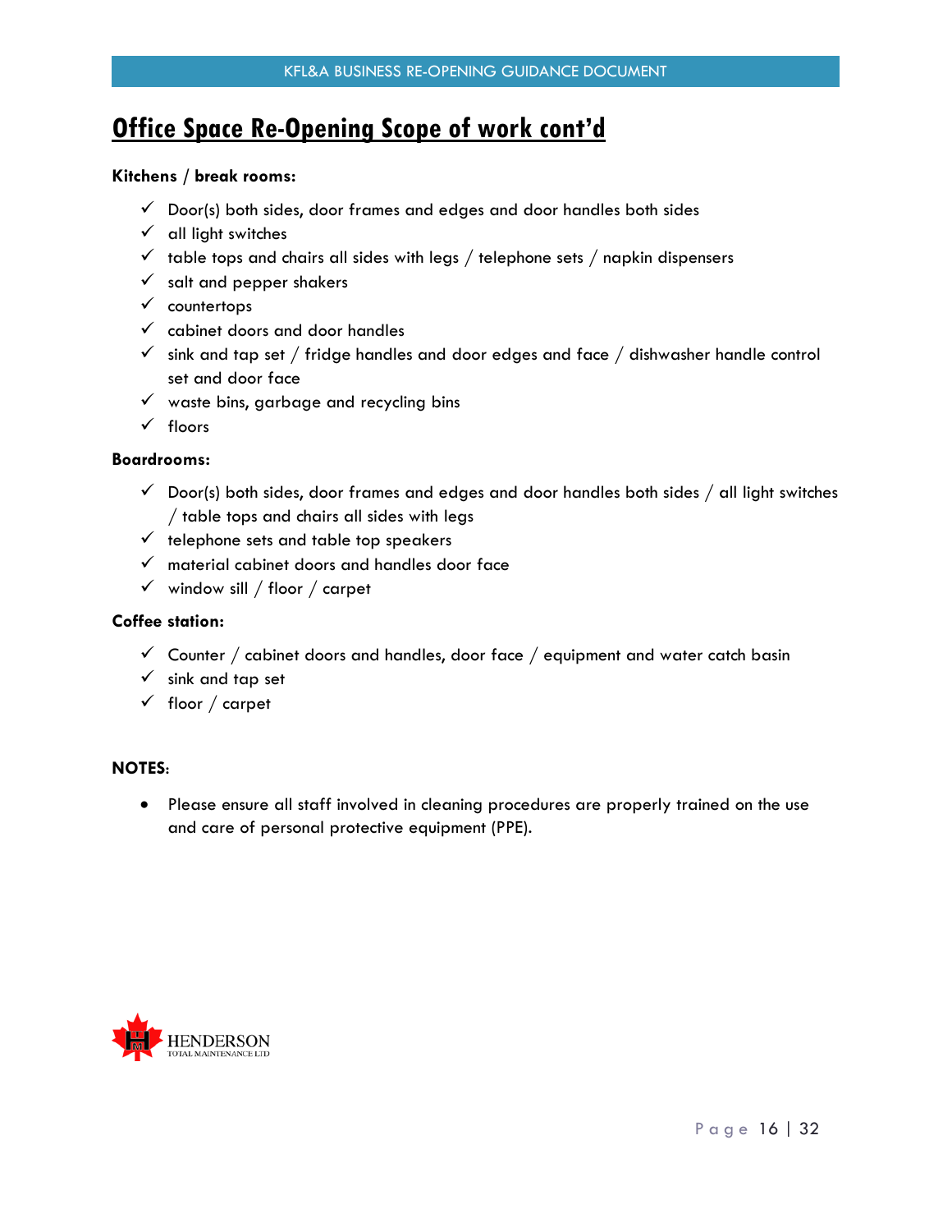# Office Space Re-Opening Scope of work cont'd

**Kitchens / break rooms:**

- ✓ Door(s) both sides, door frames and edges and door handles both sides
- ✓ all light switches
- ✓ table tops and chairs all sides with legs / telephone sets / napkin dispensers
- ✓ salt and pepper shakers
- ✓ countertops
- ✓ cabinet doors and door handles
- ✓ sink and tap set / fridge handles and door edges and face / dishwasher handle control set and door face
- ✓ waste bins, garbage and recycling bins
- ✓ floors

**Boardrooms:**

- ✓ Door(s) both sides, door frames and edges and door handles both sides / all light switches / table tops and chairs all sides with legs
- ✓ telephone sets and table top speakers
- ✓ material cabinet doors and handles door face
- ✓ window sill / floor / carpet

**Coffee station:**

- ✓ Counter / cabinet doors and handles, door face / equipment and water catch basin
- ✓ sink and tap set
- ✓ floor / carpet

**NOTES**:

- Please ensure all staff involved in cleaning procedures are properly trained on the use and care of personal protective equipment (PPE).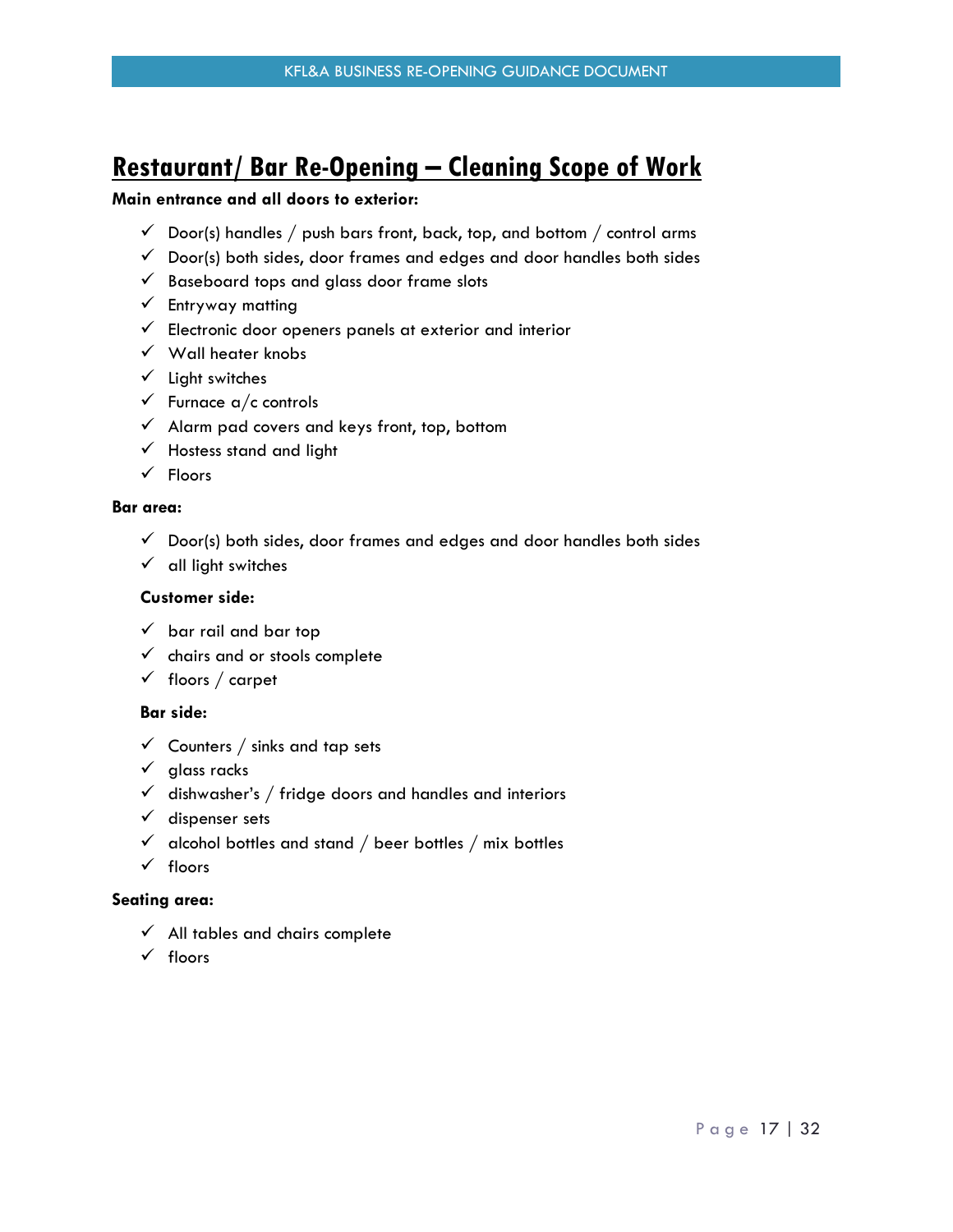# Restaurant/ Bar Re-Opening – Cleaning Scope of Work

**Main entrance and all doors to exterior:**

- ✓ Door(s) handles / push bars front, back, top, and bottom / control arms
- ✓ Door(s) both sides, door frames and edges and door handles both sides
- ✓ Baseboard tops and glass door frame slots
- ✓ Entryway matting
- ✓ Electronic door openers panels at exterior and interior
- ✓ Wall heater knobs
- ✓ Light switches
- ✓ Furnace a/c controls
- ✓ Alarm pad covers and keys front, top, bottom
- ✓ Hostess stand and light
- ✓ Floors

**Bar area:**

- ✓ Door(s) both sides, door frames and edges and door handles both sides
- ✓ all light switches

**Customer side:**

- ✓ bar rail and bar top
- ✓ chairs and or stools complete
- ✓ floors / carpet

**Bar side:**

- ✓ Counters / sinks and tap sets
- ✓ glass racks
- ✓ dishwasher's / fridge doors and handles and interiors
- ✓ dispenser sets
- ✓ alcohol bottles and stand / beer bottles / mix bottles
- ✓ floors

**Seating area:**

- ✓ All tables and chairs complete
- ✓ floors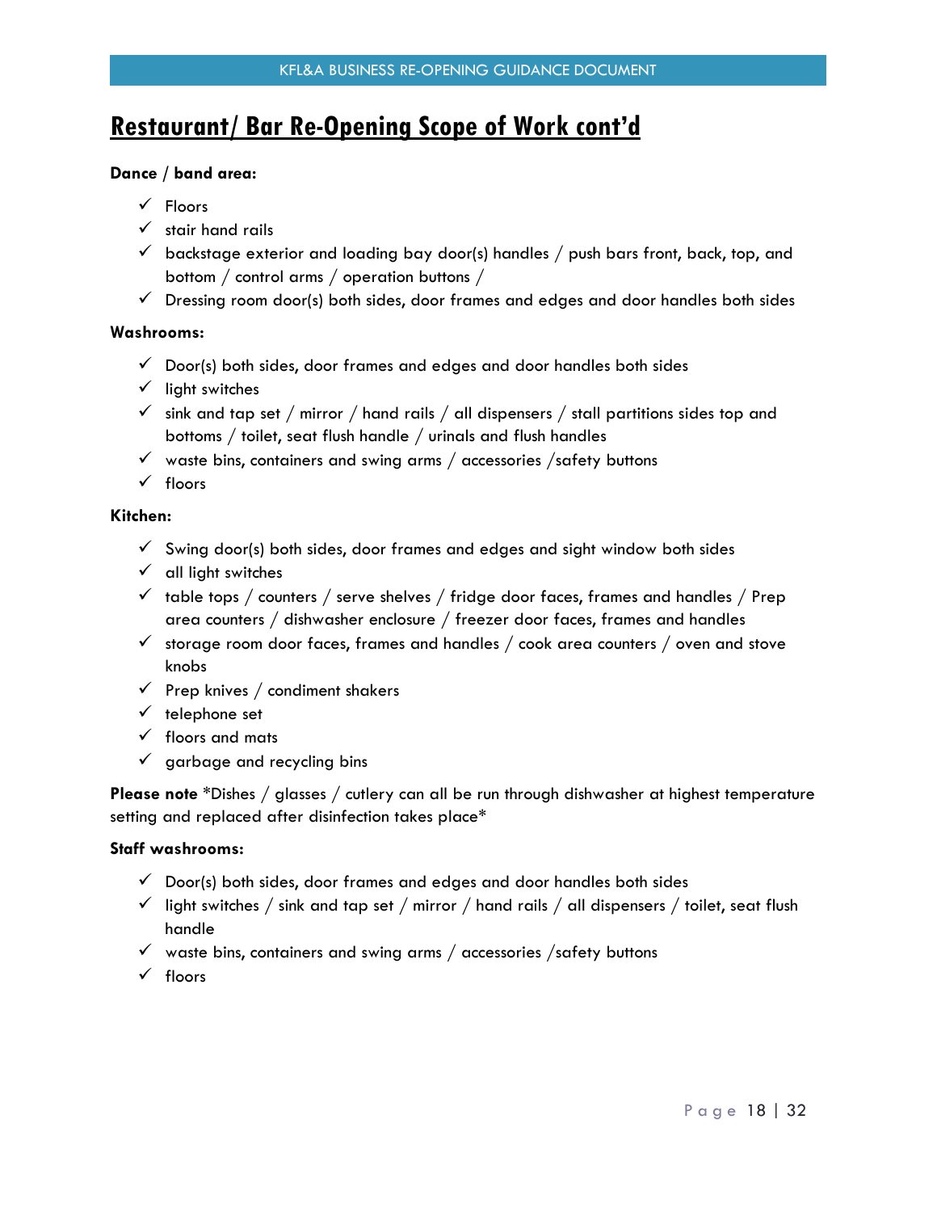## Restaurant/ Bar Re-Opening Scope of Work cont'd

**Dance / band area:**

- ✓ Floors
- ✓ stair hand rails
- ✓ backstage exterior and loading bay door(s) handles / push bars front, back, top, and bottom / control arms / operation buttons /
- ✓ Dressing room door(s) both sides, door frames and edges and door handles both sides

**Washrooms:**

- ✓ Door(s) both sides, door frames and edges and door handles both sides
- ✓ light switches
- ✓ sink and tap set / mirror / hand rails / all dispensers / stall partitions sides top and bottoms / toilet, seat flush handle / urinals and flush handles
- ✓ waste bins, containers and swing arms / accessories /safety buttons
- ✓ floors

**Kitchen:**

- ✓ Swing door(s) both sides, door frames and edges and sight window both sides
- ✓ all light switches
- ✓ table tops / counters / serve shelves / fridge door faces, frames and handles / Prep area counters / dishwasher enclosure / freezer door faces, frames and handles
- ✓ storage room door faces, frames and handles / cook area counters / oven and stove knobs
- ✓ Prep knives / condiment shakers
- ✓ telephone set
- ✓ floors and mats
- ✓ garbage and recycling bins

**Please note** *Dishes / glasses / cutlery can all be run through dishwasher at highest temperature setting and replaced after disinfection takes place*

**Staff washrooms:**

- ✓ Door(s) both sides, door frames and edges and door handles both sides
- ✓ light switches / sink and tap set / mirror / hand rails / all dispensers / toilet, seat flush handle
- ✓ waste bins, containers and swing arms / accessories /safety buttons
- ✓ floors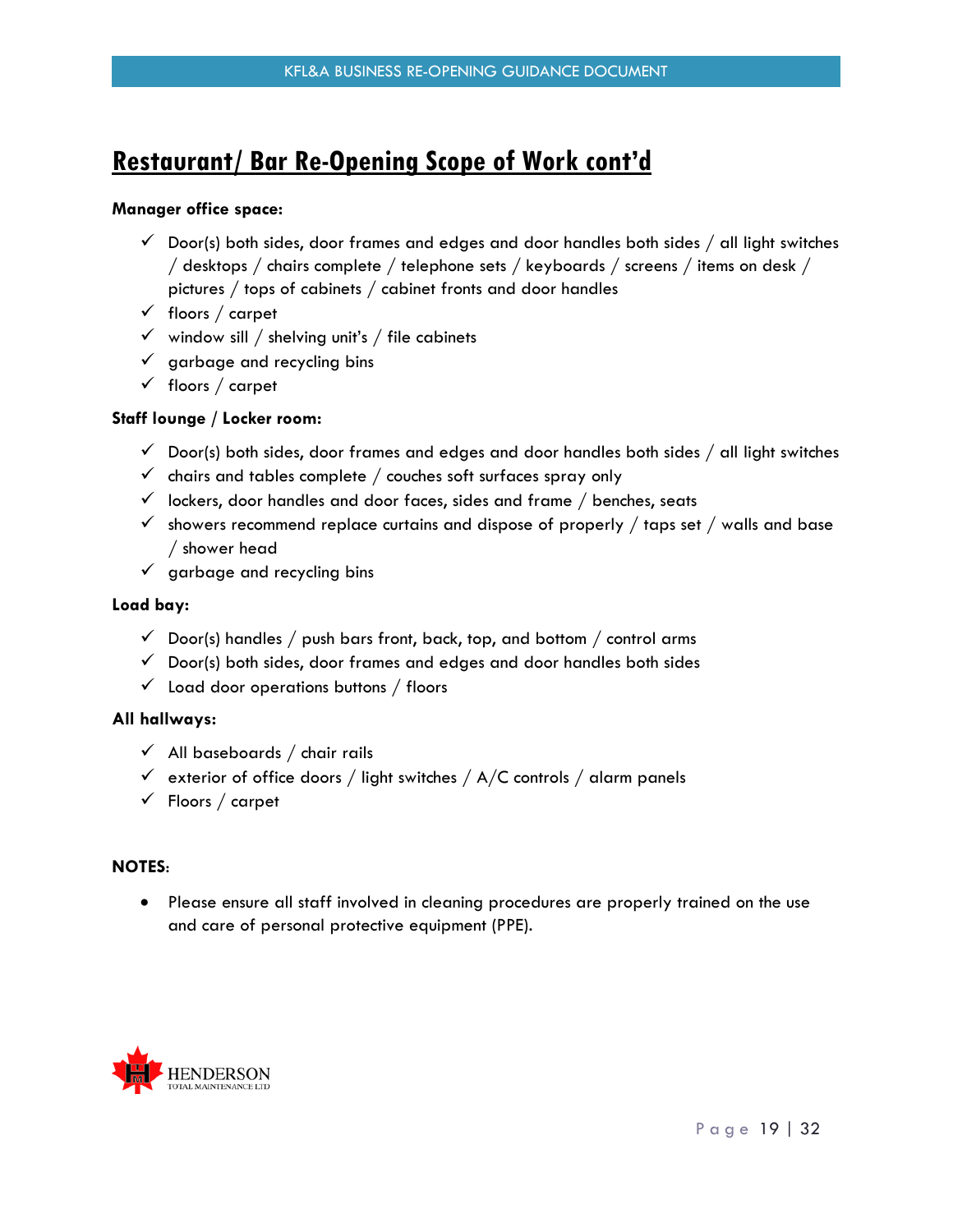## Restaurant/ Bar Re-Opening Scope of Work cont'd

**Manager office space:**

- ✓ Door(s) both sides, door frames and edges and door handles both sides / all light switches / desktops / chairs complete / telephone sets / keyboards / screens / items on desk / pictures / tops of cabinets / cabinet fronts and door handles
- ✓ floors / carpet
- ✓ window sill / shelving unit's / file cabinets
- ✓ garbage and recycling bins
- ✓ floors / carpet

**Staff lounge / Locker room:**

- ✓ Door(s) both sides, door frames and edges and door handles both sides / all light switches
- ✓ chairs and tables complete / couches soft surfaces spray only
- ✓ lockers, door handles and door faces, sides and frame / benches, seats
- ✓ showers recommend replace curtains and dispose of properly / taps set / walls and base / shower head
- ✓ garbage and recycling bins

**Load bay:**

- ✓ Door(s) handles / push bars front, back, top, and bottom / control arms
- ✓ Door(s) both sides, door frames and edges and door handles both sides
- ✓ Load door operations buttons / floors

**All hallways:**

- ✓ All baseboards / chair rails
- ✓ exterior of office doors / light switches / A/C controls / alarm panels
- ✓ Floors / carpet

**NOTES:**

- Please ensure all staff involved in cleaning procedures are properly trained on the use and care of personal protective equipment (PPE).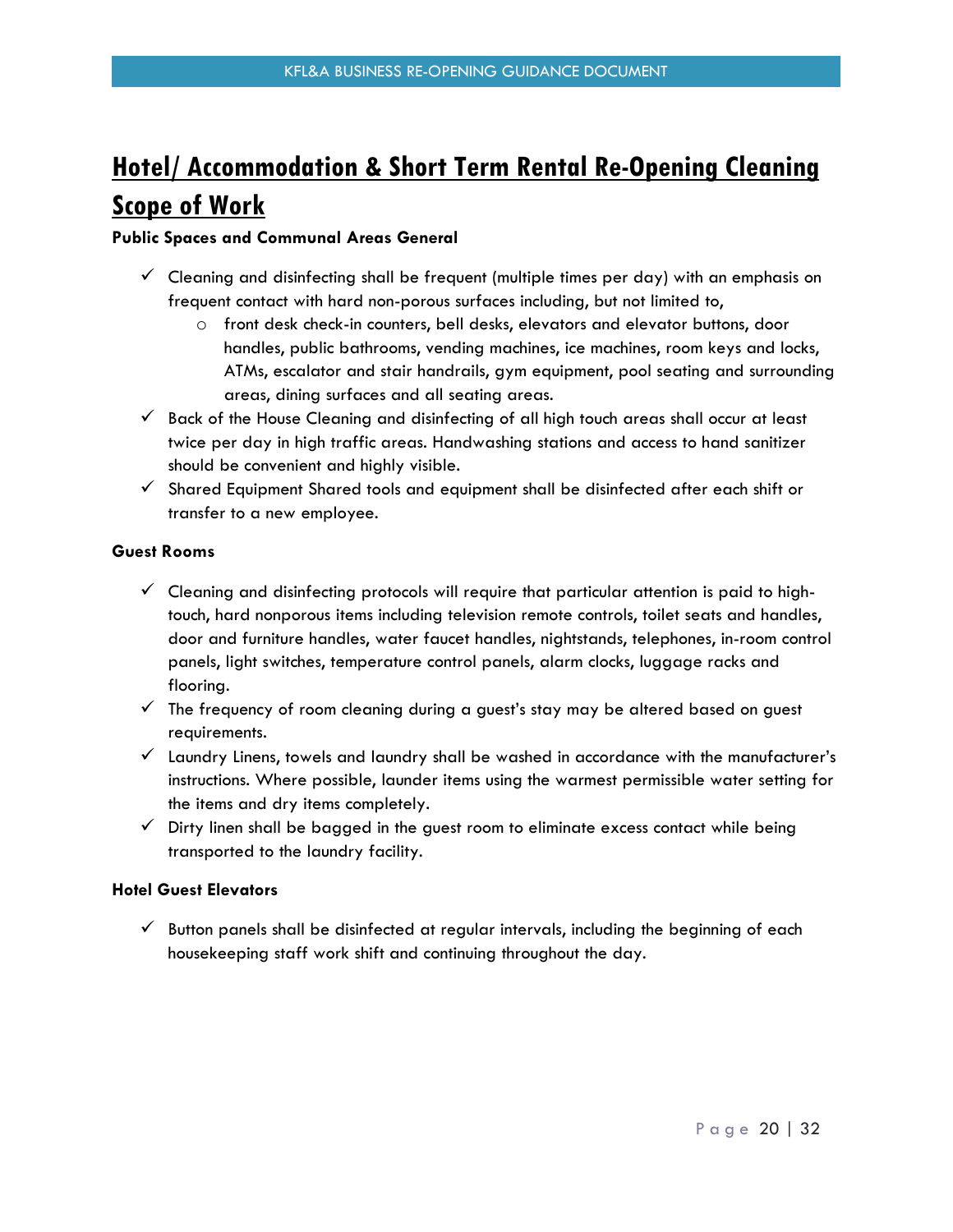# Hotel/ Accommodation & Short Term Rental Re-Opening Cleaning Scope of Work

**Public Spaces and Communal Areas General**

- ✓ Cleaning and disinfecting shall be frequent (multiple times per day) with an emphasis on frequent contact with hard non-porous surfaces including, but not limited to,
  - front desk check-in counters, bell desks, elevators and elevator buttons, door handles, public bathrooms, vending machines, ice machines, room keys and locks, ATMs, escalator and stair handrails, gym equipment, pool seating and surrounding areas, dining surfaces and all seating areas.
- ✓ Back of the House Cleaning and disinfecting of all high touch areas shall occur at least twice per day in high traffic areas. Handwashing stations and access to hand sanitizer should be convenient and highly visible.
- ✓ Shared Equipment Shared tools and equipment shall be disinfected after each shift or transfer to a new employee.

**Guest Rooms**

- ✓ Cleaning and disinfecting protocols will require that particular attention is paid to high-touch, hard nonporous items including television remote controls, toilet seats and handles, door and furniture handles, water faucet handles, nightstands, telephones, in-room control panels, light switches, temperature control panels, alarm clocks, luggage racks and flooring.
- ✓ The frequency of room cleaning during a guest's stay may be altered based on guest requirements.
- ✓ Laundry Linens, towels and laundry shall be washed in accordance with the manufacturer's instructions. Where possible, launder items using the warmest permissible water setting for the items and dry items completely.
- ✓ Dirty linen shall be bagged in the guest room to eliminate excess contact while being transported to the laundry facility.

**Hotel Guest Elevators**

- ✓ Button panels shall be disinfected at regular intervals, including the beginning of each housekeeping staff work shift and continuing throughout the day.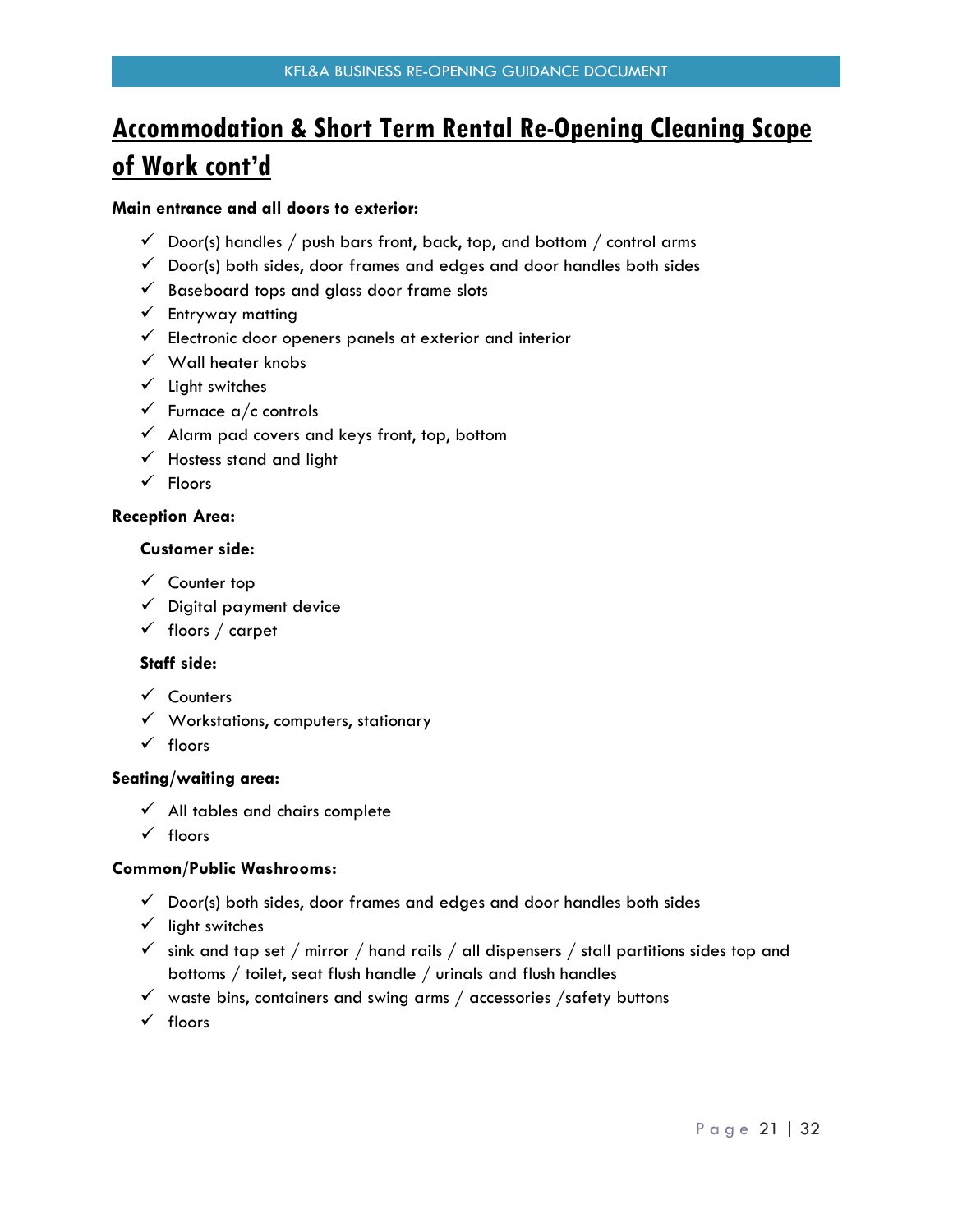# Accommodation & Short Term Rental Re-Opening Cleaning Scope of Work cont'd

**Main entrance and all doors to exterior:**

- ✓ Door(s) handles / push bars front, back, top, and bottom / control arms
- ✓ Door(s) both sides, door frames and edges and door handles both sides
- ✓ Baseboard tops and glass door frame slots
- ✓ Entryway matting
- ✓ Electronic door openers panels at exterior and interior
- ✓ Wall heater knobs
- ✓ Light switches
- ✓ Furnace a/c controls
- ✓ Alarm pad covers and keys front, top, bottom
- ✓ Hostess stand and light
- ✓ Floors

**Reception Area:**

**Customer side:**

- ✓ Counter top
- ✓ Digital payment device
- ✓ floors / carpet

**Staff side:**

- ✓ Counters
- ✓ Workstations, computers, stationary
- ✓ floors

**Seating/waiting area:**

- ✓ All tables and chairs complete
- ✓ floors

**Common/Public Washrooms:**

- ✓ Door(s) both sides, door frames and edges and door handles both sides
- ✓ light switches
- ✓ sink and tap set / mirror / hand rails / all dispensers / stall partitions sides top and bottoms / toilet, seat flush handle / urinals and flush handles
- ✓ waste bins, containers and swing arms / accessories /safety buttons
- ✓ floors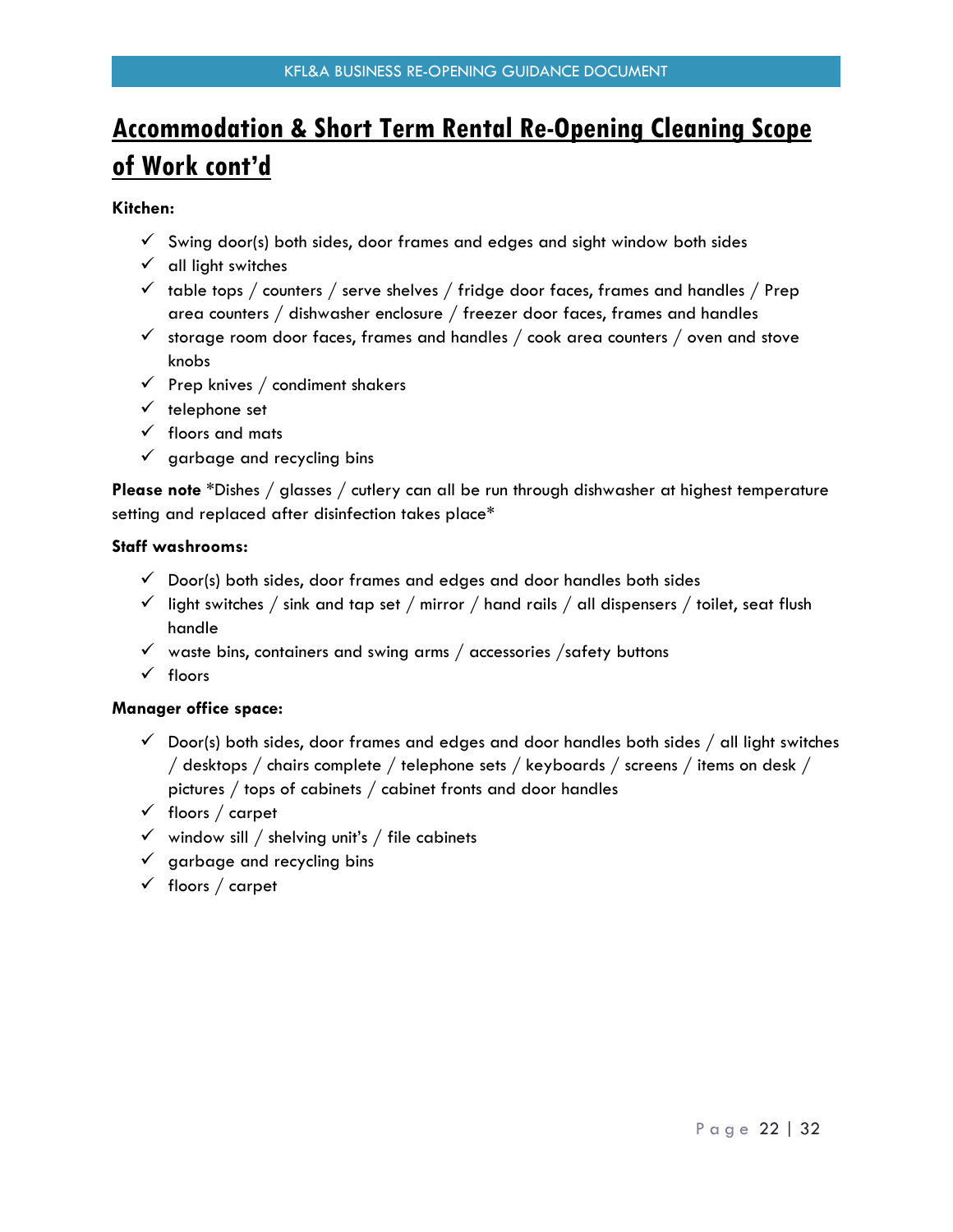# Accommodation & Short Term Rental Re-Opening Cleaning Scope of Work cont'd

**Kitchen:**

- ✓ Swing door(s) both sides, door frames and edges and sight window both sides
- ✓ all light switches
- ✓ table tops / counters / serve shelves / fridge door faces, frames and handles / Prep area counters / dishwasher enclosure / freezer door faces, frames and handles
- ✓ storage room door faces, frames and handles / cook area counters / oven and stove knobs
- ✓ Prep knives / condiment shakers
- ✓ telephone set
- ✓ floors and mats
- ✓ garbage and recycling bins

**Please note** *Dishes / glasses / cutlery can all be run through dishwasher at highest temperature setting and replaced after disinfection takes place*

**Staff washrooms:**

- ✓ Door(s) both sides, door frames and edges and door handles both sides
- ✓ light switches / sink and tap set / mirror / hand rails / all dispensers / toilet, seat flush handle
- ✓ waste bins, containers and swing arms / accessories /safety buttons
- ✓ floors

**Manager office space:**

- ✓ Door(s) both sides, door frames and edges and door handles both sides / all light switches / desktops / chairs complete / telephone sets / keyboards / screens / items on desk / pictures / tops of cabinets / cabinet fronts and door handles
- ✓ floors / carpet
- ✓ window sill / shelving unit's / file cabinets
- ✓ garbage and recycling bins
- ✓ floors / carpet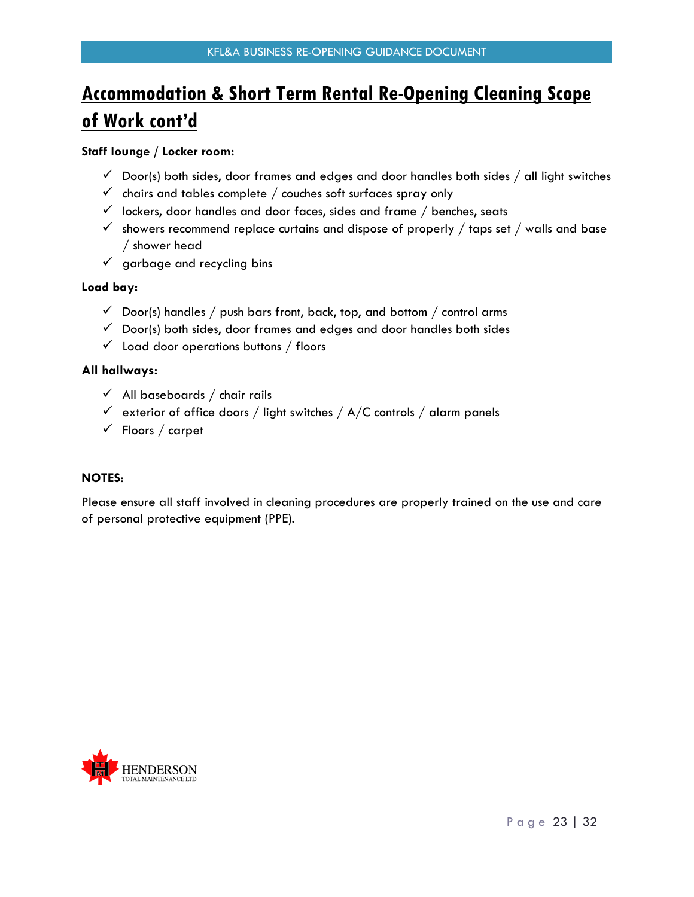# Accommodation & Short Term Rental Re-Opening Cleaning Scope of Work cont'd

**Staff lounge / Locker room:**

- ✓ Door(s) both sides, door frames and edges and door handles both sides / all light switches
- ✓ chairs and tables complete / couches soft surfaces spray only
- ✓ lockers, door handles and door faces, sides and frame / benches, seats
- ✓ showers recommend replace curtains and dispose of properly / taps set / walls and base / shower head
- ✓ garbage and recycling bins

**Load bay:**

- ✓ Door(s) handles / push bars front, back, top, and bottom / control arms
- ✓ Door(s) both sides, door frames and edges and door handles both sides
- ✓ Load door operations buttons / floors

**All hallways:**

- ✓ All baseboards / chair rails
- ✓ exterior of office doors / light switches / A/C controls / alarm panels
- ✓ Floors / carpet

**NOTES**:

Please ensure all staff involved in cleaning procedures are properly trained on the use and care of personal protective equipment (PPE).

HENDERSON TOTAL MAINTENANCE LTD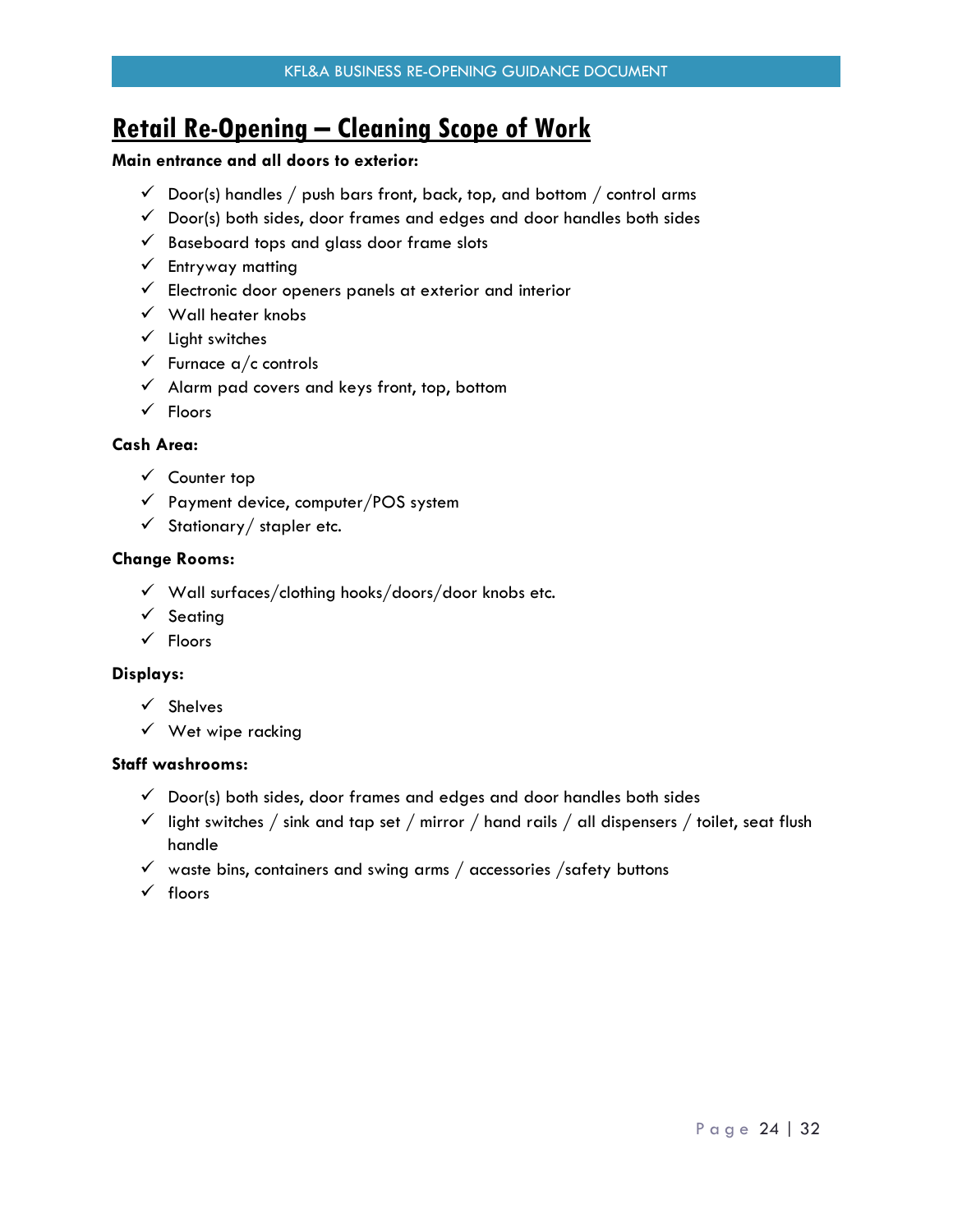# Retail Re-Opening – Cleaning Scope of Work

**Main entrance and all doors to exterior:**

- ✓ Door(s) handles / push bars front, back, top, and bottom / control arms
- ✓ Door(s) both sides, door frames and edges and door handles both sides
- ✓ Baseboard tops and glass door frame slots
- ✓ Entryway matting
- ✓ Electronic door openers panels at exterior and interior
- ✓ Wall heater knobs
- ✓ Light switches
- ✓ Furnace a/c controls
- ✓ Alarm pad covers and keys front, top, bottom
- ✓ Floors

**Cash Area:**

- ✓ Counter top
- ✓ Payment device, computer/POS system
- ✓ Stationary/ stapler etc.

**Change Rooms:**

- ✓ Wall surfaces/clothing hooks/doors/door knobs etc.
- ✓ Seating
- ✓ Floors

**Displays:**

- ✓ Shelves
- ✓ Wet wipe racking

**Staff washrooms:**

- ✓ Door(s) both sides, door frames and edges and door handles both sides
- ✓ light switches / sink and tap set / mirror / hand rails / all dispensers / toilet, seat flush handle
- ✓ waste bins, containers and swing arms / accessories /safety buttons
- ✓ floors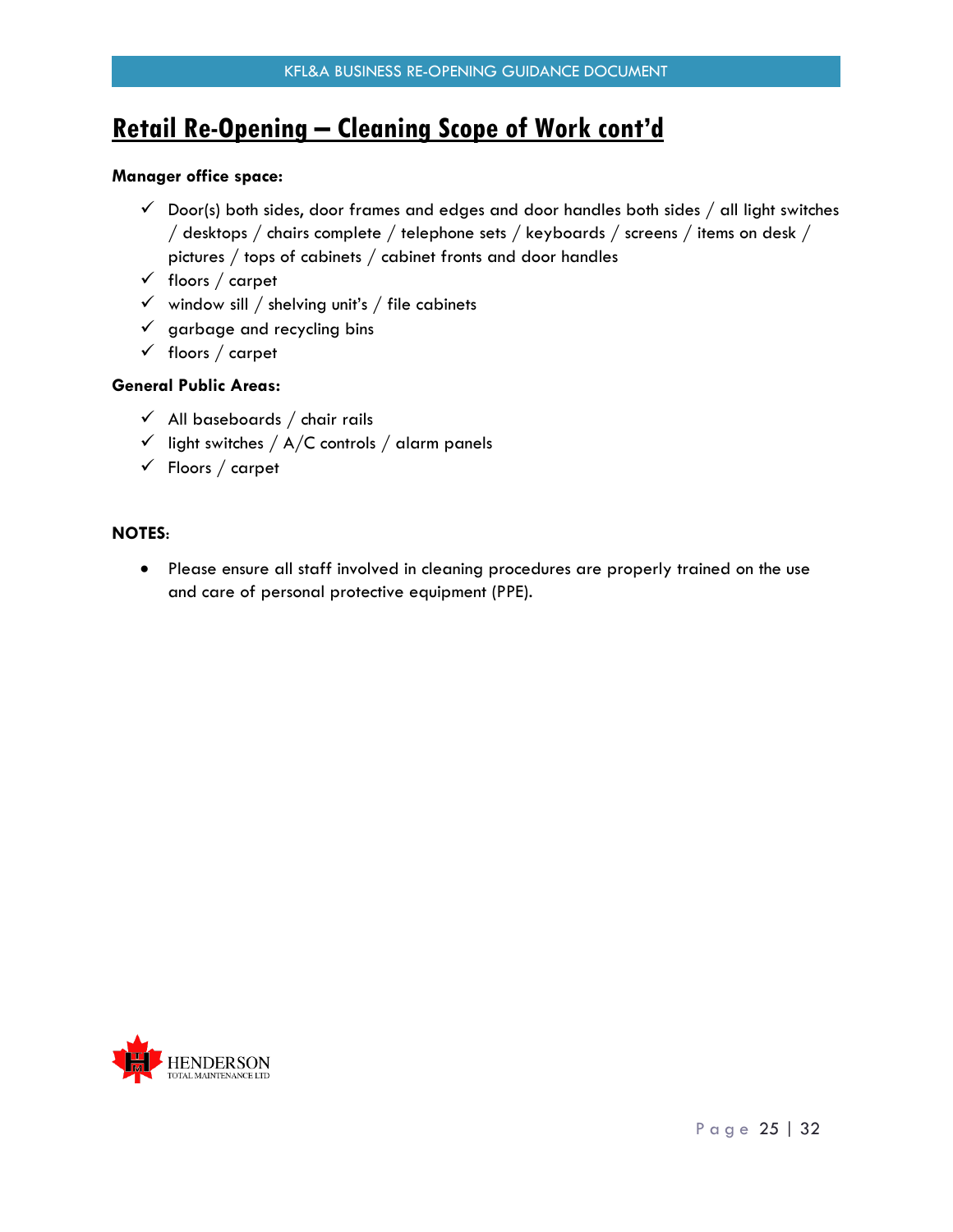## Retail Re-Opening – Cleaning Scope of Work cont'd

**Manager office space:**

- ✓ Door(s) both sides, door frames and edges and door handles both sides / all light switches / desktops / chairs complete / telephone sets / keyboards / screens / items on desk / pictures / tops of cabinets / cabinet fronts and door handles
- ✓ floors / carpet
- ✓ window sill / shelving unit's / file cabinets
- ✓ garbage and recycling bins
- ✓ floors / carpet

**General Public Areas:**

- ✓ All baseboards / chair rails
- ✓ light switches / A/C controls / alarm panels
- ✓ Floors / carpet

**NOTES**:

- Please ensure all staff involved in cleaning procedures are properly trained on the use and care of personal protective equipment (PPE).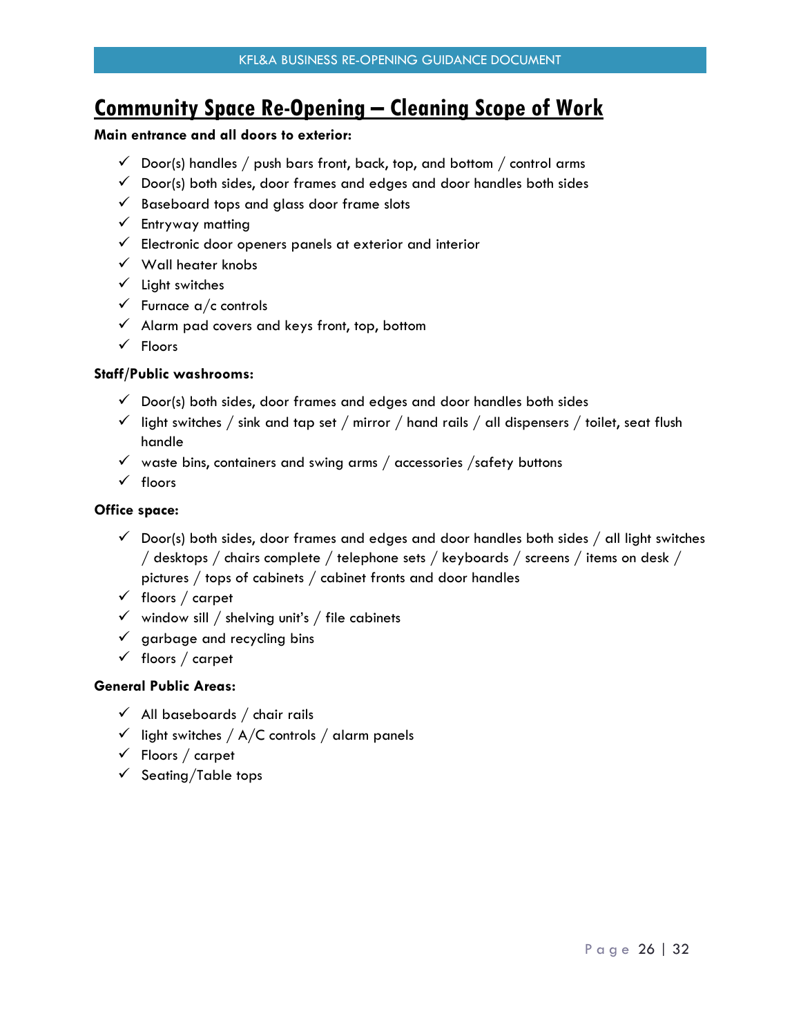# Community Space Re-Opening – Cleaning Scope of Work

**Main entrance and all doors to exterior:**

- ✓ Door(s) handles / push bars front, back, top, and bottom / control arms
- ✓ Door(s) both sides, door frames and edges and door handles both sides
- ✓ Baseboard tops and glass door frame slots
- ✓ Entryway matting
- ✓ Electronic door openers panels at exterior and interior
- ✓ Wall heater knobs
- ✓ Light switches
- ✓ Furnace a/c controls
- ✓ Alarm pad covers and keys front, top, bottom
- ✓ Floors

**Staff/Public washrooms:**

- ✓ Door(s) both sides, door frames and edges and door handles both sides
- ✓ light switches / sink and tap set / mirror / hand rails / all dispensers / toilet, seat flush handle
- ✓ waste bins, containers and swing arms / accessories /safety buttons
- ✓ floors

**Office space:**

- ✓ Door(s) both sides, door frames and edges and door handles both sides / all light switches / desktops / chairs complete / telephone sets / keyboards / screens / items on desk / pictures / tops of cabinets / cabinet fronts and door handles
- ✓ floors / carpet
- ✓ window sill / shelving unit's / file cabinets
- ✓ garbage and recycling bins
- ✓ floors / carpet

**General Public Areas:**

- ✓ All baseboards / chair rails
- ✓ light switches / A/C controls / alarm panels
- ✓ Floors / carpet
- ✓ Seating/Table tops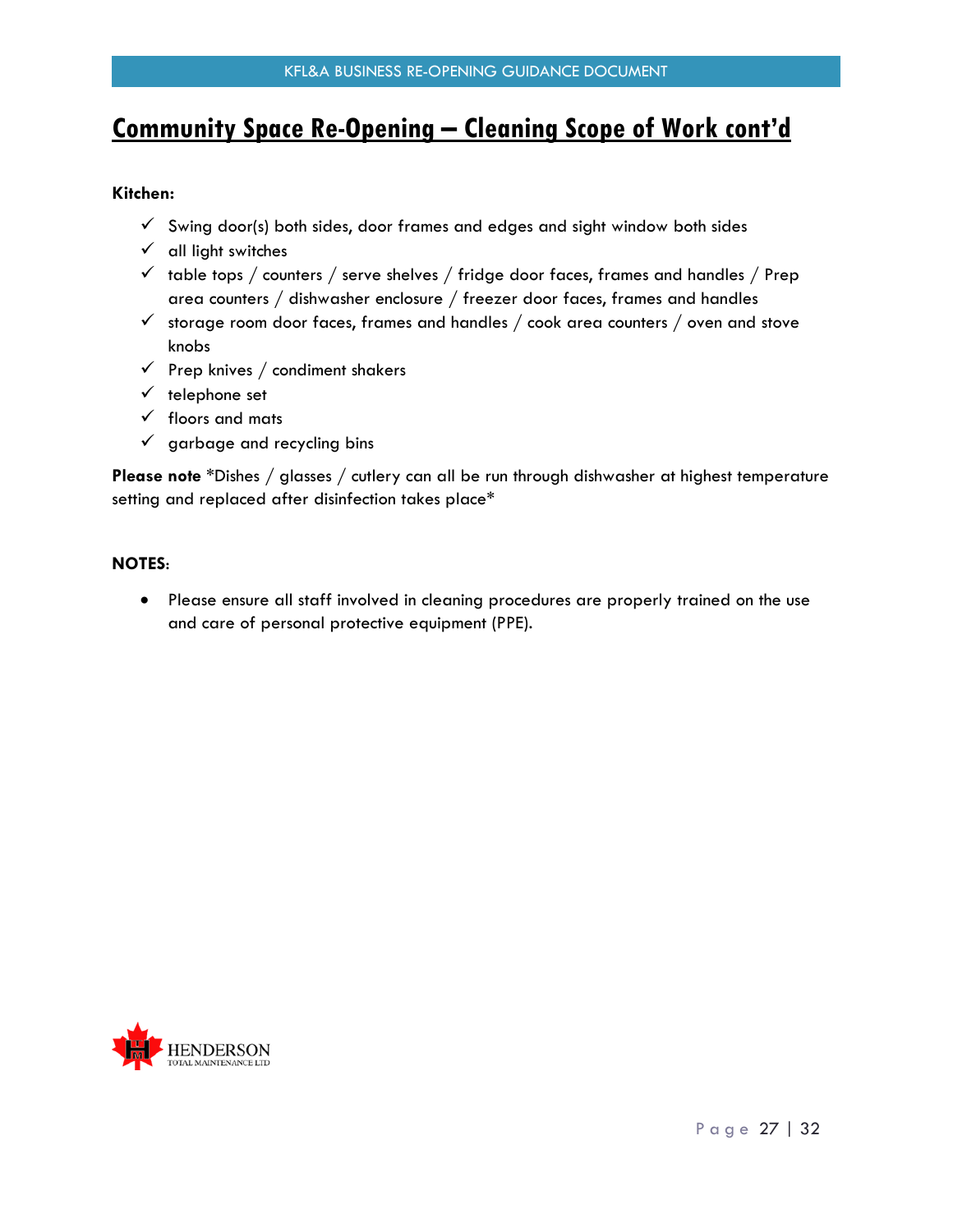# Community Space Re-Opening – Cleaning Scope of Work cont'd

**Kitchen:**

- ✓ Swing door(s) both sides, door frames and edges and sight window both sides
- ✓ all light switches
- ✓ table tops / counters / serve shelves / fridge door faces, frames and handles / Prep area counters / dishwasher enclosure / freezer door faces, frames and handles
- ✓ storage room door faces, frames and handles / cook area counters / oven and stove knobs
- ✓ Prep knives / condiment shakers
- ✓ telephone set
- ✓ floors and mats
- ✓ garbage and recycling bins

**Please note** *Dishes / glasses / cutlery can all be run through dishwasher at highest temperature setting and replaced after disinfection takes place*

**NOTES**:

- Please ensure all staff involved in cleaning procedures are properly trained on the use and care of personal protective equipment (PPE).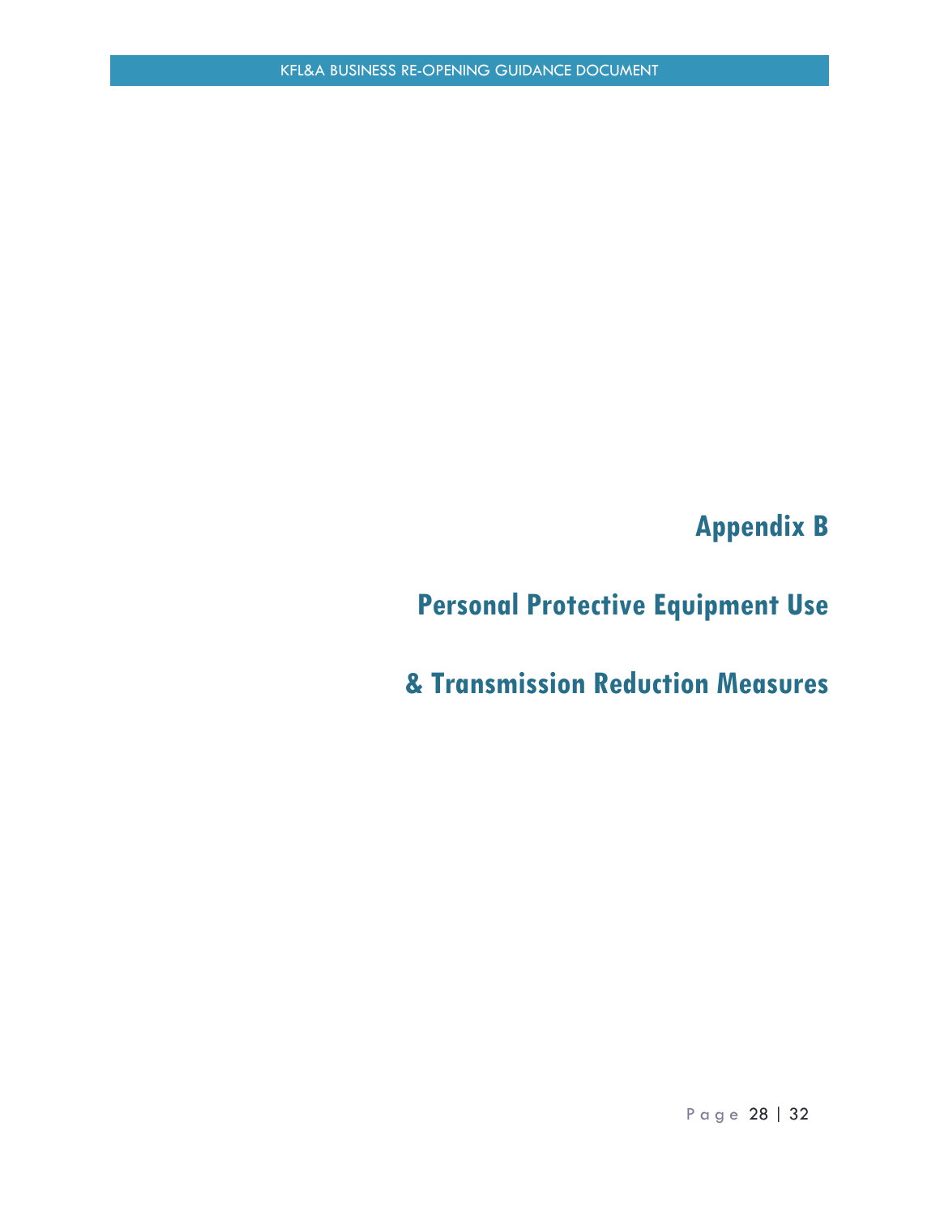# Appendix B

# Personal Protective Equipment Use

# & Transmission Reduction Measures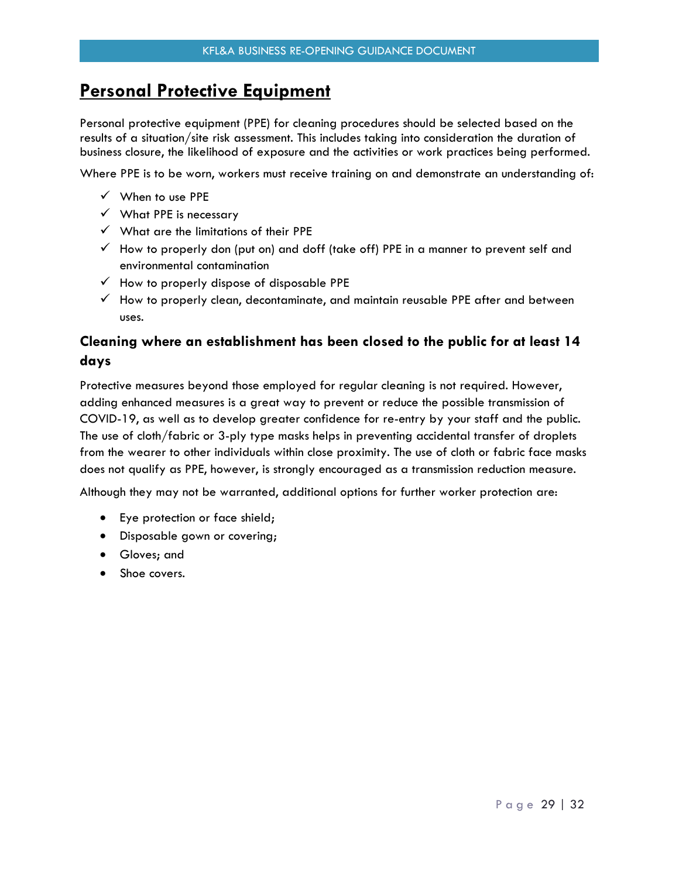# Personal Protective Equipment

Personal protective equipment (PPE) for cleaning procedures should be selected based on the results of a situation/site risk assessment. This includes taking into consideration the duration of business closure, the likelihood of exposure and the activities or work practices being performed.

Where PPE is to be worn, workers must receive training on and demonstrate an understanding of:

- ✓ When to use PPE
- ✓ What PPE is necessary
- ✓ What are the limitations of their PPE
- ✓ How to properly don (put on) and doff (take off) PPE in a manner to prevent self and environmental contamination
- ✓ How to properly dispose of disposable PPE
- ✓ How to properly clean, decontaminate, and maintain reusable PPE after and between uses.

## Cleaning where an establishment has been closed to the public for at least 14 days

Protective measures beyond those employed for regular cleaning is not required. However, adding enhanced measures is a great way to prevent or reduce the possible transmission of COVID-19, as well as to develop greater confidence for re-entry by your staff and the public. The use of cloth/fabric or 3-ply type masks helps in preventing accidental transfer of droplets from the wearer to other individuals within close proximity. The use of cloth or fabric face masks does not qualify as PPE, however, is strongly encouraged as a transmission reduction measure.

Although they may not be warranted, additional options for further worker protection are:

- Eye protection or face shield;
- Disposable gown or covering;
- Gloves; and
- Shoe covers.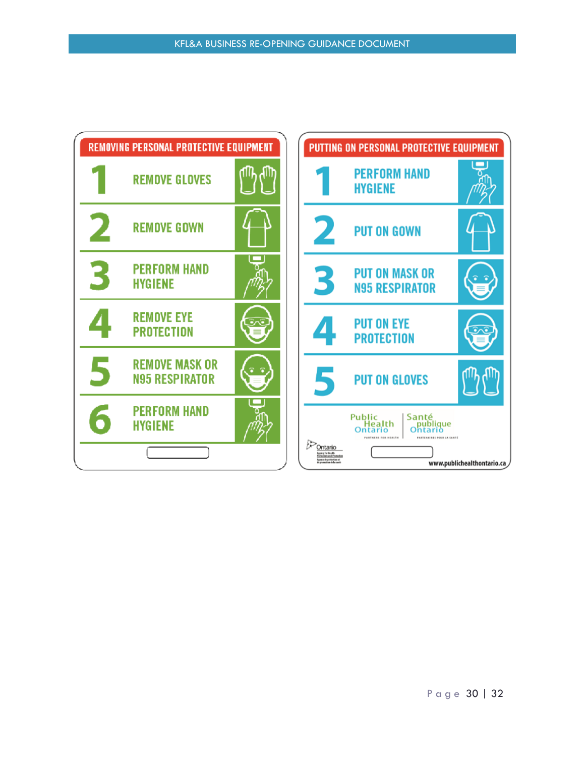## REMOVING PERSONAL PROTECTIVE EQUIPMENT

1. REMOVE GLOVES
2. REMOVE GOWN
3. PERFORM HAND HYGIENE
4. REMOVE EYE PROTECTION
5. REMOVE MASK OR N95 RESPIRATOR
6. PERFORM HAND HYGIENE

## PUTTING ON PERSONAL PROTECTIVE EQUIPMENT

1. PERFORM HAND HYGIENE
2. PUT ON GOWN
3. PUT ON MASK OR N95 RESPIRATOR
4. PUT ON EYE PROTECTION
5. PUT ON GLOVES

Public Health Ontario | Santé publique Ontario

Ontario

www.publichealthontario.ca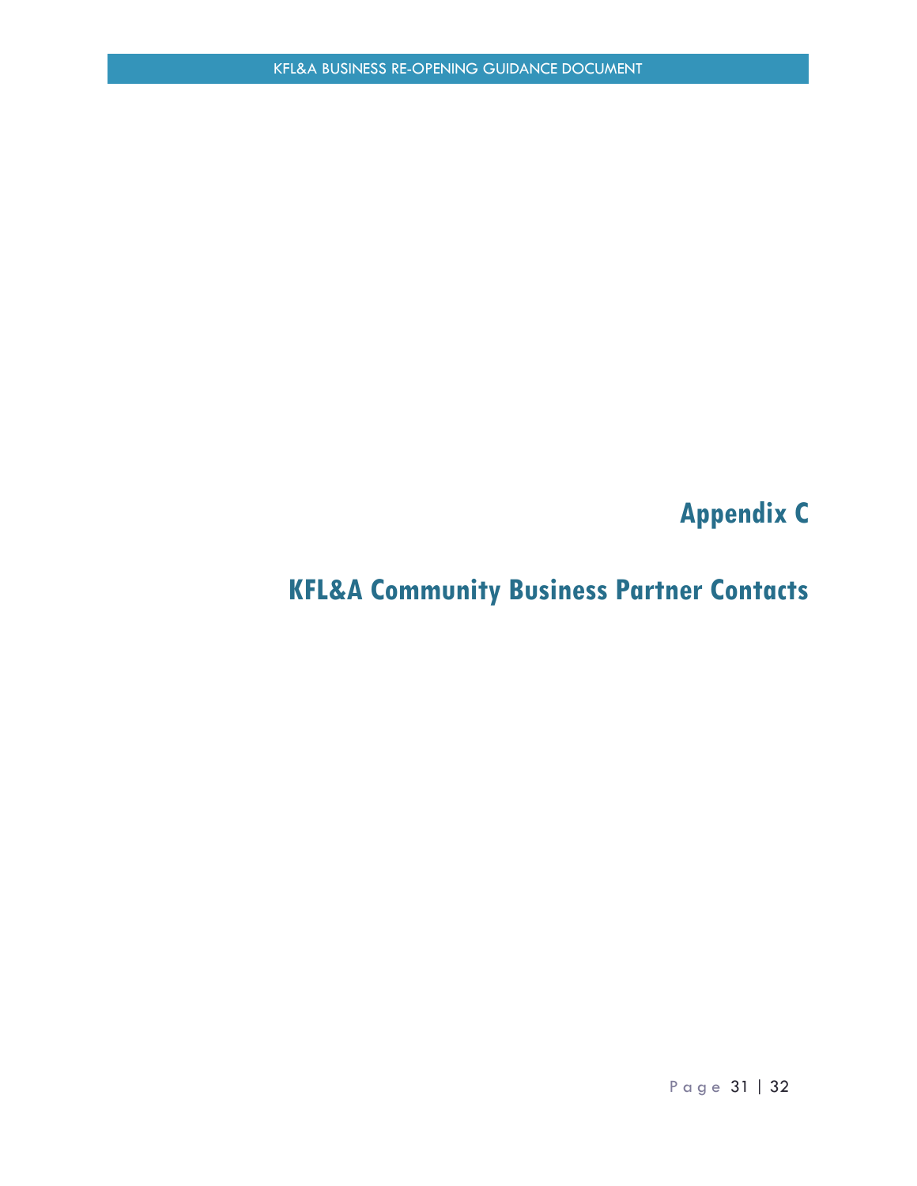# Appendix C

# KFL&A Community Business Partner Contacts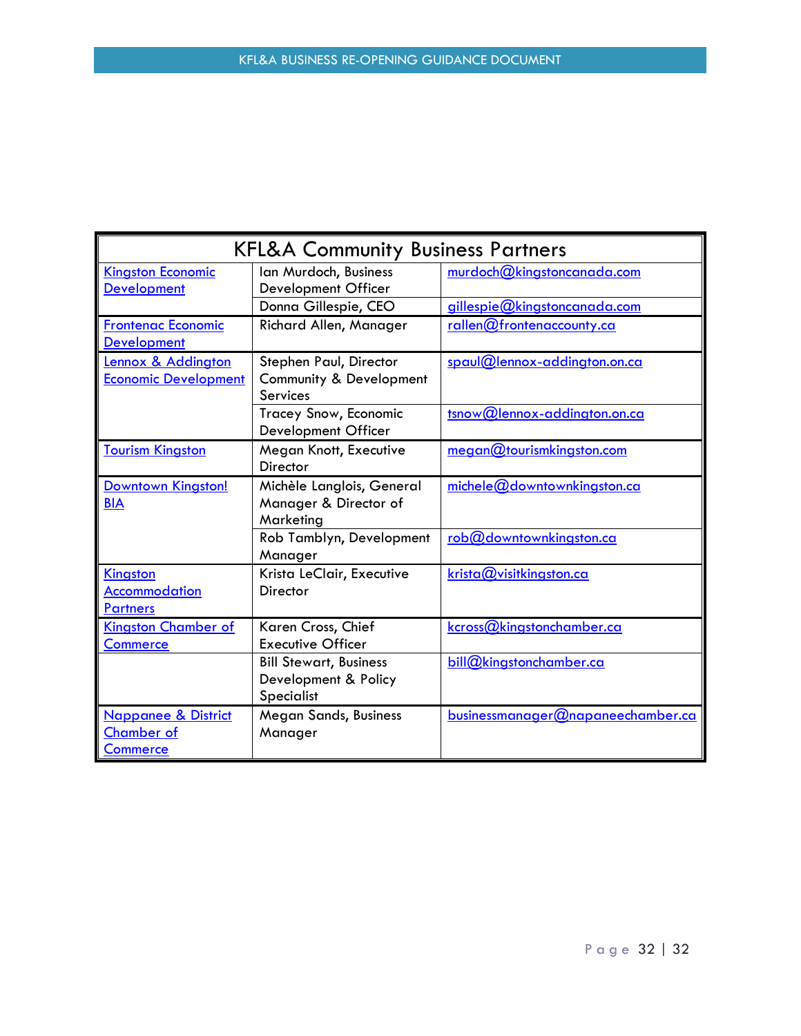| KFL&A Community Business Partners | | |
|---|---|---|
| Kingston Economic Development | Ian Murdoch, Business Development Officer | murdoch@kingstoncanada.com |
| | Donna Gillespie, CEO | gillespie@kingstoncanada.com |
| Frontenac Economic Development | Richard Allen, Manager | rallen@frontenaccounty.ca |
| Lennox & Addington Economic Development | Stephen Paul, Director Community & Development Services | spaul@lennox-addington.on.ca |
| | Tracey Snow, Economic Development Officer | tsnow@lennox-addington.on.ca |
| Tourism Kingston | Megan Knott, Executive Director | megan@tourismkingston.com |
| Downtown Kingston! BIA | Michèle Langlois, General Manager & Director of Marketing | michele@downtownkingston.ca |
| | Rob Tamblyn, Development Manager | rob@downtownkingston.ca |
| Kingston Accommodation Partners | Krista LeClair, Executive Director | krista@visitkingston.ca |
| Kingston Chamber of Commerce | Karen Cross, Chief Executive Officer | kcross@kingstonchamber.ca |
| | Bill Stewart, Business Development & Policy Specialist | bill@kingstonchamber.ca |
| Nappanee & District Chamber of Commerce | Megan Sands, Business Manager | businessmanager@napaneechamber.ca |